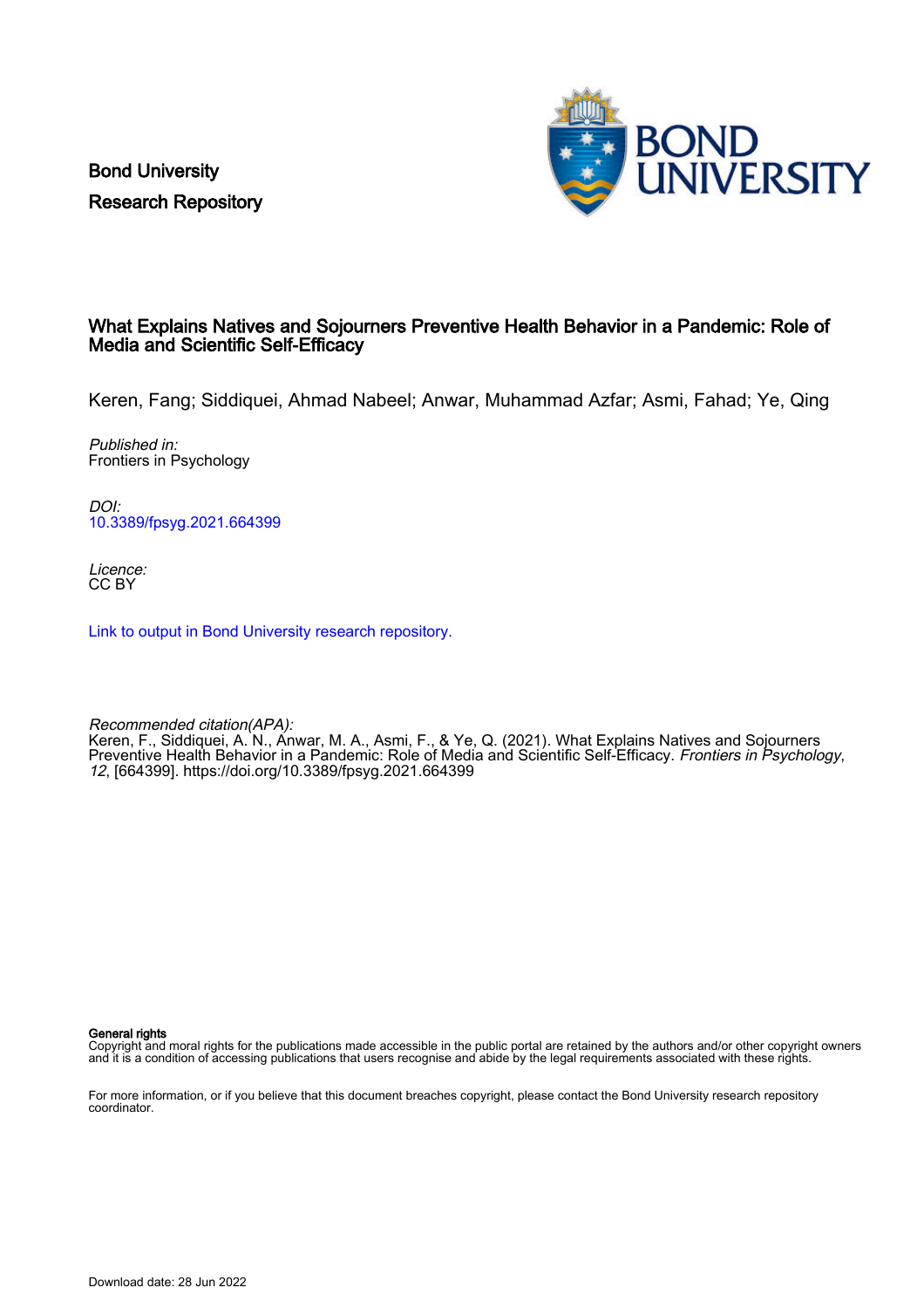Bond University
Research Repository

# What Explains Natives and Sojourners Preventive Health Behavior in a Pandemic: Role of Media and Scientific Self-Efficacy

Keren, Fang; Siddiquei, Ahmad Nabeel; Anwar, Muhammad Azfar; Asmi, Fahad; Ye, Qing

*Published in:*
Frontiers in Psychology

*DOI:*
10.3389/fpsyg.2021.664399

*Licence:*
CC BY

Link to output in Bond University research repository.

*Recommended citation(APA):*
Keren, F., Siddiquei, A. N., Anwar, M. A., Asmi, F., & Ye, Q. (2021). What Explains Natives and Sojourners Preventive Health Behavior in a Pandemic: Role of Media and Scientific Self-Efficacy. *Frontiers in Psychology*, *12*, [664399]. https://doi.org/10.3389/fpsyg.2021.664399

**General rights**
Copyright and moral rights for the publications made accessible in the public portal are retained by the authors and/or other copyright owners and it is a condition of accessing publications that users recognise and abide by the legal requirements associated with these rights.

For more information, or if you believe that this document breaches copyright, please contact the Bond University research repository coordinator.

Download date: 28 Jun 2022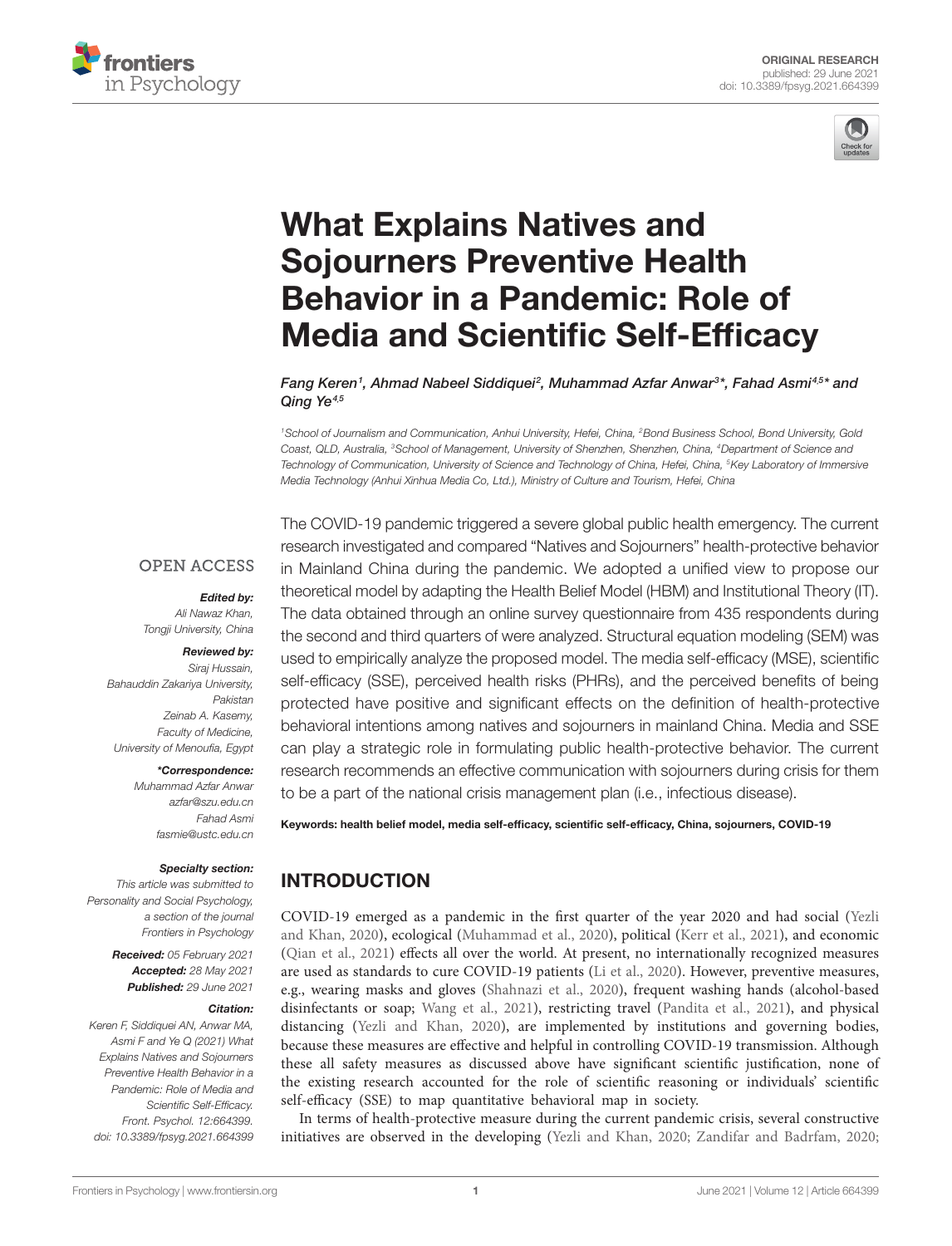# What Explains Natives and Sojourners Preventive Health Behavior in a Pandemic: Role of Media and Scientific Self-Efficacy

*Fang Keren[1], Ahmad Nabeel Siddiquei[2], Muhammad Azfar Anwar[3]*, Fahad Asmi[4,5]* and Qing Ye[4,5]*

[1]School of Journalism and Communication, Anhui University, Hefei, China, [2]Bond Business School, Bond University, Gold Coast, QLD, Australia, [3]School of Management, University of Shenzhen, Shenzhen, China, [4]Department of Science and Technology of Communication, University of Science and Technology of China, Hefei, China, [5]Key Laboratory of Immersive Media Technology (Anhui Xinhua Media Co, Ltd.), Ministry of Culture and Tourism, Hefei, China

OPEN ACCESS

***Edited by:***
*Ali Nawaz Khan,*
*Tongji University, China*

***Reviewed by:***
*Siraj Hussain,*
*Bahauddin Zakariya University, Pakistan*
*Zeinab A. Kasemy,*
*Faculty of Medicine, University of Menoufia, Egypt*

***\*Correspondence:***
*Muhammad Azfar Anwar*
*azfar@szu.edu.cn*
*Fahad Asmi*
*fasmie@ustc.edu.cn*

***Specialty section:***
*This article was submitted to Personality and Social Psychology, a section of the journal Frontiers in Psychology*

***Received:*** *05 February 2021*
***Accepted:*** *28 May 2021*
***Published:*** *29 June 2021*

***Citation:***
*Keren F, Siddiquei AN, Anwar MA, Asmi F and Ye Q (2021) What Explains Natives and Sojourners Preventive Health Behavior in a Pandemic: Role of Media and Scientific Self-Efficacy. Front. Psychol. 12:664399. doi: 10.3389/fpsyg.2021.664399*

The COVID-19 pandemic triggered a severe global public health emergency. The current research investigated and compared "Natives and Sojourners" health-protective behavior in Mainland China during the pandemic. We adopted a unified view to propose our theoretical model by adapting the Health Belief Model (HBM) and Institutional Theory (IT). The data obtained through an online survey questionnaire from 435 respondents during the second and third quarters of were analyzed. Structural equation modeling (SEM) was used to empirically analyze the proposed model. The media self-efficacy (MSE), scientific self-efficacy (SSE), perceived health risks (PHRs), and the perceived benefits of being protected have positive and significant effects on the definition of health-protective behavioral intentions among natives and sojourners in mainland China. Media and SSE can play a strategic role in formulating public health-protective behavior. The current research recommends an effective communication with sojourners during crisis for them to be a part of the national crisis management plan (i.e., infectious disease).

**Keywords: health belief model, media self-efficacy, scientific self-efficacy, China, sojourners, COVID-19**

## INTRODUCTION

COVID-19 emerged as a pandemic in the first quarter of the year 2020 and had social (Yezli and Khan, 2020), ecological (Muhammad et al., 2020), political (Kerr et al., 2021), and economic (Qian et al., 2021) effects all over the world. At present, no internationally recognized measures are used as standards to cure COVID-19 patients (Li et al., 2020). However, preventive measures, e.g., wearing masks and gloves (Shahnazi et al., 2020), frequent washing hands (alcohol-based disinfectants or soap; Wang et al., 2021), restricting travel (Pandita et al., 2021), and physical distancing (Yezli and Khan, 2020), are implemented by institutions and governing bodies, because these measures are effective and helpful in controlling COVID-19 transmission. Although these all safety measures as discussed above have significant scientific justification, none of the existing research accounted for the role of scientific reasoning or individuals' scientific self-efficacy (SSE) to map quantitative behavioral map in society.

In terms of health-protective measure during the current pandemic crisis, several constructive initiatives are observed in the developing (Yezli and Khan, 2020; Zandifar and Badrfam, 2020;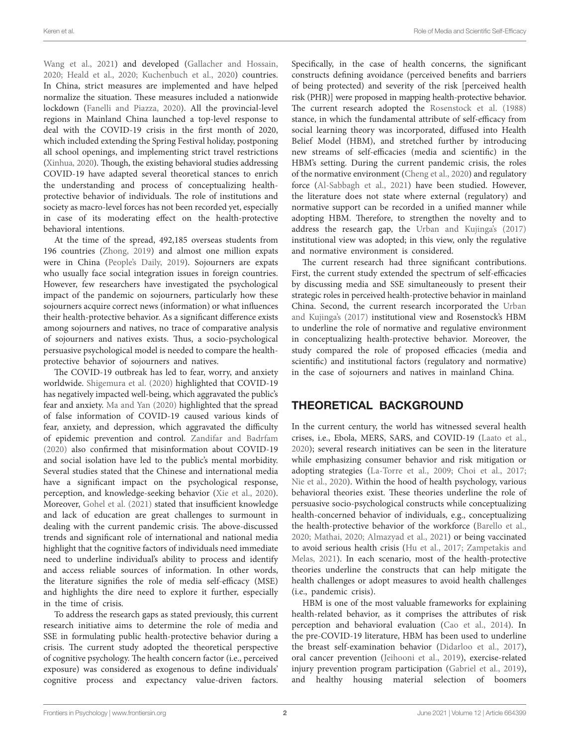Wang et al., 2021) and developed (Gallacher and Hossain, 2020; Heald et al., 2020; Kuchenbuch et al., 2020) countries. In China, strict measures are implemented and have helped normalize the situation. These measures included a nationwide lockdown (Fanelli and Piazza, 2020). All the provincial-level regions in Mainland China launched a top-level response to deal with the COVID-19 crisis in the first month of 2020, which included extending the Spring Festival holiday, postponing all school openings, and implementing strict travel restrictions (Xinhua, 2020). Though, the existing behavioral studies addressing COVID-19 have adapted several theoretical stances to enrich the understanding and process of conceptualizing health-protective behavior of individuals. The role of institutions and society as macro-level forces has not been recorded yet, especially in case of its moderating effect on the health-protective behavioral intentions.

At the time of the spread, 492,185 overseas students from 196 countries (Zhong, 2019) and almost one million expats were in China (People's Daily, 2019). Sojourners are expats who usually face social integration issues in foreign countries. However, few researchers have investigated the psychological impact of the pandemic on sojourners, particularly how these sojourners acquire correct news (information) or what influences their health-protective behavior. As a significant difference exists among sojourners and natives, no trace of comparative analysis of sojourners and natives exists. Thus, a socio-psychological persuasive psychological model is needed to compare the health-protective behavior of sojourners and natives.

The COVID-19 outbreak has led to fear, worry, and anxiety worldwide. Shigemura et al. (2020) highlighted that COVID-19 has negatively impacted well-being, which aggravated the public's fear and anxiety. Ma and Yan (2020) highlighted that the spread of false information of COVID-19 caused various kinds of fear, anxiety, and depression, which aggravated the difficulty of epidemic prevention and control. Zandifar and Badrfam (2020) also confirmed that misinformation about COVID-19 and social isolation have led to the public's mental morbidity. Several studies stated that the Chinese and international media have a significant impact on the psychological response, perception, and knowledge-seeking behavior (Xie et al., 2020). Moreover, Gohel et al. (2021) stated that insufficient knowledge and lack of education are great challenges to surmount in dealing with the current pandemic crisis. The above-discussed trends and significant role of international and national media highlight that the cognitive factors of individuals need immediate need to underline individual's ability to process and identify and access reliable sources of information. In other words, the literature signifies the role of media self-efficacy (MSE) and highlights the dire need to explore it further, especially in the time of crisis.

To address the research gaps as stated previously, this current research initiative aims to determine the role of media and SSE in formulating public health-protective behavior during a crisis. The current study adopted the theoretical perspective of cognitive psychology. The health concern factor (i.e., perceived exposure) was considered as exogenous to define individuals' cognitive process and expectancy value-driven factors. Specifically, in the case of health concerns, the significant constructs defining avoidance (perceived benefits and barriers of being protected) and severity of the risk [perceived health risk (PHR)] were proposed in mapping health-protective behavior. The current research adopted the Rosenstock et al. (1988) stance, in which the fundamental attribute of self-efficacy from social learning theory was incorporated, diffused into Health Belief Model (HBM), and stretched further by introducing new streams of self-efficacies (media and scientific) in the HBM's setting. During the current pandemic crisis, the roles of the normative environment (Cheng et al., 2020) and regulatory force (Al-Sabbagh et al., 2021) have been studied. However, the literature does not state where external (regulatory) and normative support can be recorded in a unified manner while adopting HBM. Therefore, to strengthen the novelty and to address the research gap, the Urban and Kujinga's (2017) institutional view was adopted; in this view, only the regulative and normative environment is considered.

The current research had three significant contributions. First, the current study extended the spectrum of self-efficacies by discussing media and SSE simultaneously to present their strategic roles in perceived health-protective behavior in mainland China. Second, the current research incorporated the Urban and Kujinga's (2017) institutional view and Rosenstock's HBM to underline the role of normative and regulative environment in conceptualizing health-protective behavior. Moreover, the study compared the role of proposed efficacies (media and scientific) and institutional factors (regulatory and normative) in the case of sojourners and natives in mainland China.

## THEORETICAL BACKGROUND

In the current century, the world has witnessed several health crises, i.e., Ebola, MERS, SARS, and COVID-19 (Laato et al., 2020); several research initiatives can be seen in the literature while emphasizing consumer behavior and risk mitigation or adopting strategies (La-Torre et al., 2009; Choi et al., 2017; Nie et al., 2020). Within the hood of health psychology, various behavioral theories exist. These theories underline the role of persuasive socio-psychological constructs while conceptualizing health-concerned behavior of individuals, e.g., conceptualizing the health-protective behavior of the workforce (Barello et al., 2020; Mathai, 2020; Almazyad et al., 2021) or being vaccinated to avoid serious health crisis (Hu et al., 2017; Zampetakis and Melas, 2021). In each scenario, most of the health-protective theories underline the constructs that can help mitigate the health challenges or adopt measures to avoid health challenges (i.e., pandemic crisis).

HBM is one of the most valuable frameworks for explaining health-related behavior, as it comprises the attributes of risk perception and behavioral evaluation (Cao et al., 2014). In the pre-COVID-19 literature, HBM has been used to underline the breast self-examination behavior (Didarloo et al., 2017), oral cancer prevention (Jeihooni et al., 2019), exercise-related injury prevention program participation (Gabriel et al., 2019), and healthy housing material selection of boomers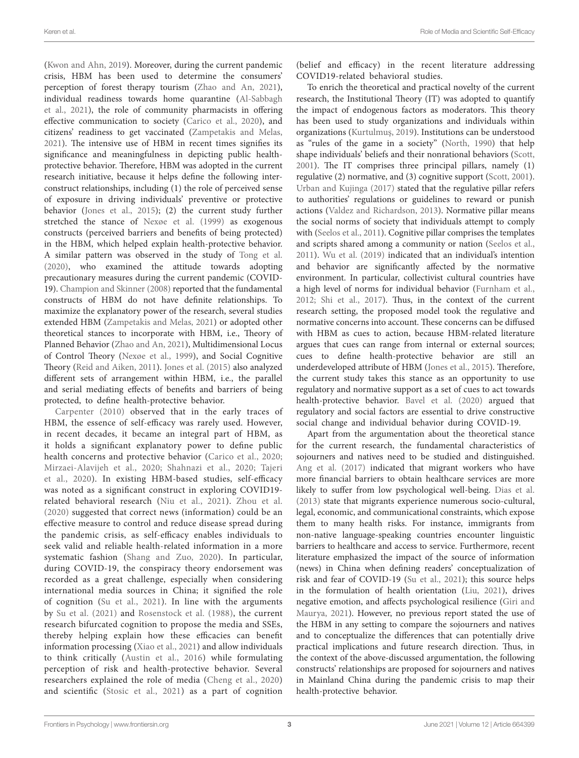(Kwon and Ahn, 2019). Moreover, during the current pandemic crisis, HBM has been used to determine the consumers' perception of forest therapy tourism (Zhao and An, 2021), individual readiness towards home quarantine (Al-Sabbagh et al., 2021), the role of community pharmacists in offering effective communication to society (Carico et al., 2020), and citizens' readiness to get vaccinated (Zampetakis and Melas, 2021). The intensive use of HBM in recent times signifies its significance and meaningfulness in depicting public health-protective behavior. Therefore, HBM was adopted in the current research initiative, because it helps define the following inter-construct relationships, including (1) the role of perceived sense of exposure in driving individuals' preventive or protective behavior (Jones et al., 2015); (2) the current study further stretched the stance of Nexøe et al. (1999) as exogenous constructs (perceived barriers and benefits of being protected) in the HBM, which helped explain health-protective behavior. A similar pattern was observed in the study of Tong et al. (2020), who examined the attitude towards adopting precautionary measures during the current pandemic (COVID-19). Champion and Skinner (2008) reported that the fundamental constructs of HBM do not have definite relationships. To maximize the explanatory power of the research, several studies extended HBM (Zampetakis and Melas, 2021) or adopted other theoretical stances to incorporate with HBM, i.e., Theory of Planned Behavior (Zhao and An, 2021), Multidimensional Locus of Control Theory (Nexøe et al., 1999), and Social Cognitive Theory (Reid and Aiken, 2011). Jones et al. (2015) also analyzed different sets of arrangement within HBM, i.e., the parallel and serial mediating effects of benefits and barriers of being protected, to define health-protective behavior.

Carpenter (2010) observed that in the early traces of HBM, the essence of self-efficacy was rarely used. However, in recent decades, it became an integral part of HBM, as it holds a significant explanatory power to define public health concerns and protective behavior (Carico et al., 2020; Mirzaei-Alavijeh et al., 2020; Shahnazi et al., 2020; Tajeri et al., 2020). In existing HBM-based studies, self-efficacy was noted as a significant construct in exploring COVID19-related behavioral research (Niu et al., 2021). Zhou et al. (2020) suggested that correct news (information) could be an effective measure to control and reduce disease spread during the pandemic crisis, as self-efficacy enables individuals to seek valid and reliable health-related information in a more systematic fashion (Shang and Zuo, 2020). In particular, during COVID-19, the conspiracy theory endorsement was recorded as a great challenge, especially when considering international media sources in China; it signified the role of cognition (Su et al., 2021). In line with the arguments by Su et al. (2021) and Rosenstock et al. (1988), the current research bifurcated cognition to propose the media and SSEs, thereby helping explain how these efficacies can benefit information processing (Xiao et al., 2021) and allow individuals to think critically (Austin et al., 2016) while formulating perception of risk and health-protective behavior. Several researchers explained the role of media (Cheng et al., 2020) and scientific (Stosic et al., 2021) as a part of cognition (belief and efficacy) in the recent literature addressing COVID19-related behavioral studies.

To enrich the theoretical and practical novelty of the current research, the Institutional Theory (IT) was adopted to quantify the impact of endogenous factors as moderators. This theory has been used to study organizations and individuals within organizations (Kurtulmuş, 2019). Institutions can be understood as "rules of the game in a society" (North, 1990) that help shape individuals' beliefs and their nonrational behaviors (Scott, 2001). The IT comprises three principal pillars, namely (1) regulative (2) normative, and (3) cognitive support (Scott, 2001). Urban and Kujinga (2017) stated that the regulative pillar refers to authorities' regulations or guidelines to reward or punish actions (Valdez and Richardson, 2013). Normative pillar means the social norms of society that individuals attempt to comply with (Seelos et al., 2011). Cognitive pillar comprises the templates and scripts shared among a community or nation (Seelos et al., 2011). Wu et al. (2019) indicated that an individual's intention and behavior are significantly affected by the normative environment. In particular, collectivist cultural countries have a high level of norms for individual behavior (Furnham et al., 2012; Shi et al., 2017). Thus, in the context of the current research setting, the proposed model took the regulative and normative concerns into account. These concerns can be diffused with HBM as cues to action, because HBM-related literature argues that cues can range from internal or external sources; cues to define health-protective behavior are still an underdeveloped attribute of HBM (Jones et al., 2015). Therefore, the current study takes this stance as an opportunity to use regulatory and normative support as a set of cues to act towards health-protective behavior. Bavel et al. (2020) argued that regulatory and social factors are essential to drive constructive social change and individual behavior during COVID-19.

Apart from the argumentation about the theoretical stance for the current research, the fundamental characteristics of sojourners and natives need to be studied and distinguished. Ang et al. (2017) indicated that migrant workers who have more financial barriers to obtain healthcare services are more likely to suffer from low psychological well-being. Dias et al. (2013) state that migrants experience numerous socio-cultural, legal, economic, and communicational constraints, which expose them to many health risks. For instance, immigrants from non-native language-speaking countries encounter linguistic barriers to healthcare and access to service. Furthermore, recent literature emphasized the impact of the source of information (news) in China when defining readers' conceptualization of risk and fear of COVID-19 (Su et al., 2021); this source helps in the formulation of health orientation (Liu, 2021), drives negative emotion, and affects psychological resilience (Giri and Maurya, 2021). However, no previous report stated the use of the HBM in any setting to compare the sojourners and natives and to conceptualize the differences that can potentially drive practical implications and future research direction. Thus, in the context of the above-discussed argumentation, the following constructs' relationships are proposed for sojourners and natives in Mainland China during the pandemic crisis to map their health-protective behavior.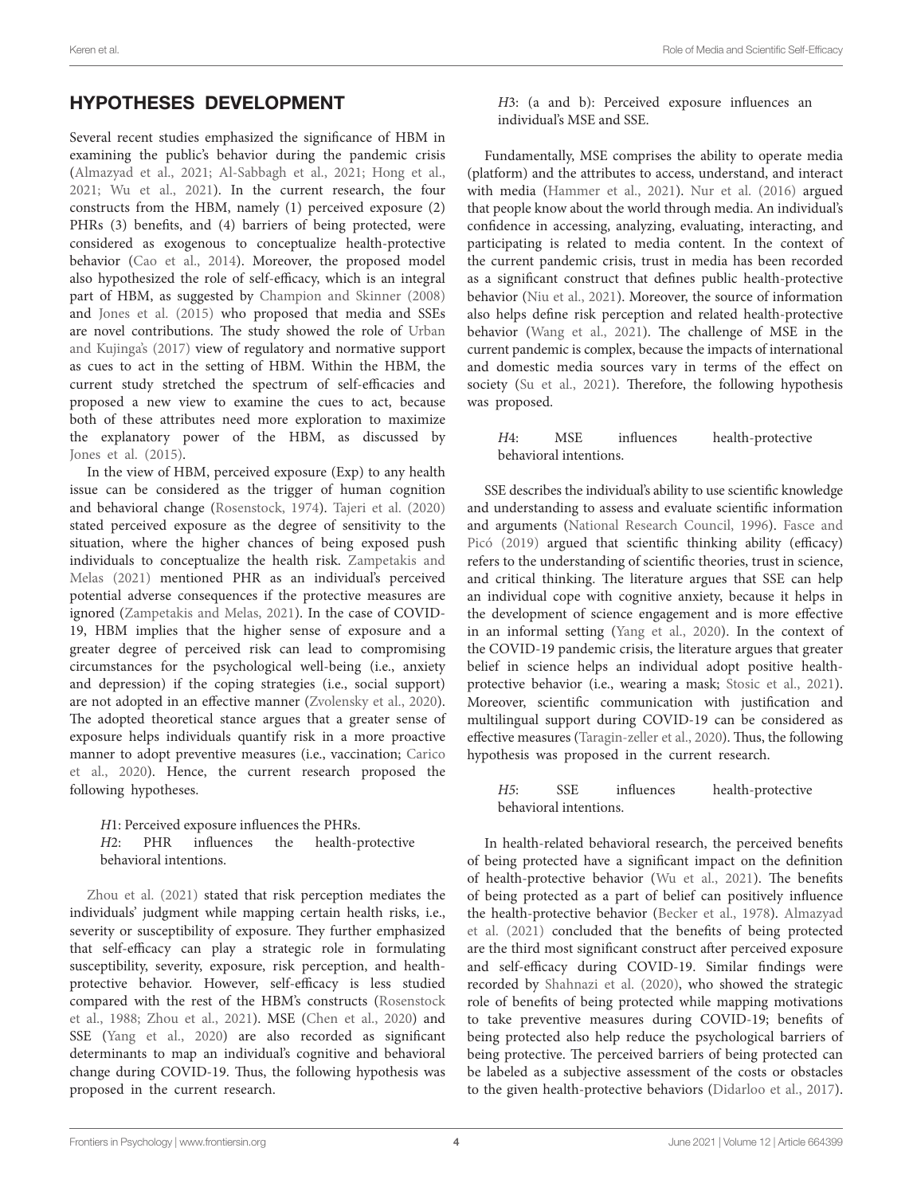## HYPOTHESES DEVELOPMENT

Several recent studies emphasized the significance of HBM in examining the public's behavior during the pandemic crisis (Almazyad et al., 2021; Al-Sabbagh et al., 2021; Hong et al., 2021; Wu et al., 2021). In the current research, the four constructs from the HBM, namely (1) perceived exposure (2) PHRs (3) benefits, and (4) barriers of being protected, were considered as exogenous to conceptualize health-protective behavior (Cao et al., 2014). Moreover, the proposed model also hypothesized the role of self-efficacy, which is an integral part of HBM, as suggested by Champion and Skinner (2008) and Jones et al. (2015) who proposed that media and SSEs are novel contributions. The study showed the role of Urban and Kujinga's (2017) view of regulatory and normative support as cues to act in the setting of HBM. Within the HBM, the current study stretched the spectrum of self-efficacies and proposed a new view to examine the cues to act, because both of these attributes need more exploration to maximize the explanatory power of the HBM, as discussed by Jones et al. (2015).

In the view of HBM, perceived exposure (Exp) to any health issue can be considered as the trigger of human cognition and behavioral change (Rosenstock, 1974). Tajeri et al. (2020) stated perceived exposure as the degree of sensitivity to the situation, where the higher chances of being exposed push individuals to conceptualize the health risk. Zampetakis and Melas (2021) mentioned PHR as an individual's perceived potential adverse consequences if the protective measures are ignored (Zampetakis and Melas, 2021). In the case of COVID-19, HBM implies that the higher sense of exposure and a greater degree of perceived risk can lead to compromising circumstances for the psychological well-being (i.e., anxiety and depression) if the coping strategies (i.e., social support) are not adopted in an effective manner (Zvolensky et al., 2020). The adopted theoretical stance argues that a greater sense of exposure helps individuals quantify risk in a more proactive manner to adopt preventive measures (i.e., vaccination; Carico et al., 2020). Hence, the current research proposed the following hypotheses.

> *H*1: Perceived exposure influences the PHRs.
> *H*2: PHR influences the health-protective behavioral intentions.

Zhou et al. (2021) stated that risk perception mediates the individuals' judgment while mapping certain health risks, i.e., severity or susceptibility of exposure. They further emphasized that self-efficacy can play a strategic role in formulating susceptibility, severity, exposure, risk perception, and health-protective behavior. However, self-efficacy is less studied compared with the rest of the HBM's constructs (Rosenstock et al., 1988; Zhou et al., 2021). MSE (Chen et al., 2020) and SSE (Yang et al., 2020) are also recorded as significant determinants to map an individual's cognitive and behavioral change during COVID-19. Thus, the following hypothesis was proposed in the current research.

> *H*3: (a and b): Perceived exposure influences an individual's MSE and SSE.

Fundamentally, MSE comprises the ability to operate media (platform) and the attributes to access, understand, and interact with media (Hammer et al., 2021). Nur et al. (2016) argued that people know about the world through media. An individual's confidence in accessing, analyzing, evaluating, interacting, and participating is related to media content. In the context of the current pandemic crisis, trust in media has been recorded as a significant construct that defines public health-protective behavior (Niu et al., 2021). Moreover, the source of information also helps define risk perception and related health-protective behavior (Wang et al., 2021). The challenge of MSE in the current pandemic is complex, because the impacts of international and domestic media sources vary in terms of the effect on society (Su et al., 2021). Therefore, the following hypothesis was proposed.

> *H*4: MSE influences health-protective behavioral intentions.

SSE describes the individual's ability to use scientific knowledge and understanding to assess and evaluate scientific information and arguments (National Research Council, 1996). Fasce and Picó (2019) argued that scientific thinking ability (efficacy) refers to the understanding of scientific theories, trust in science, and critical thinking. The literature argues that SSE can help an individual cope with cognitive anxiety, because it helps in the development of science engagement and is more effective in an informal setting (Yang et al., 2020). In the context of the COVID-19 pandemic crisis, the literature argues that greater belief in science helps an individual adopt positive health-protective behavior (i.e., wearing a mask; Stosic et al., 2021). Moreover, scientific communication with justification and multilingual support during COVID-19 can be considered as effective measures (Taragin-zeller et al., 2020). Thus, the following hypothesis was proposed in the current research.

> *H5*: SSE influences health-protective behavioral intentions.

In health-related behavioral research, the perceived benefits of being protected have a significant impact on the definition of health-protective behavior (Wu et al., 2021). The benefits of being protected as a part of belief can positively influence the health-protective behavior (Becker et al., 1978). Almazyad et al. (2021) concluded that the benefits of being protected are the third most significant construct after perceived exposure and self-efficacy during COVID-19. Similar findings were recorded by Shahnazi et al. (2020), who showed the strategic role of benefits of being protected while mapping motivations to take preventive measures during COVID-19; benefits of being protected also help reduce the psychological barriers of being protective. The perceived barriers of being protected can be labeled as a subjective assessment of the costs or obstacles to the given health-protective behaviors (Didarloo et al., 2017).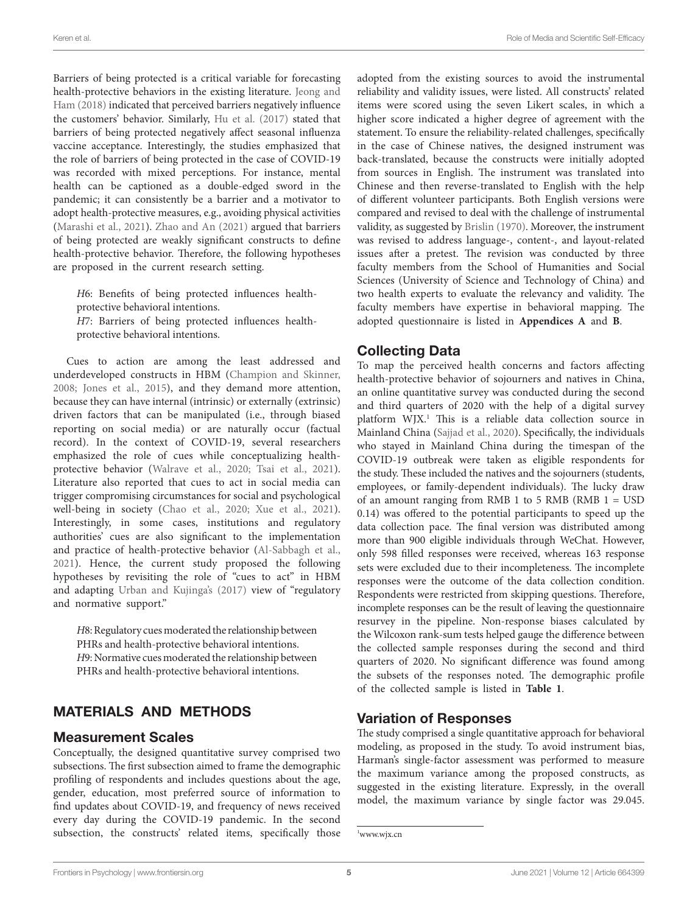Barriers of being protected is a critical variable for forecasting health-protective behaviors in the existing literature. Jeong and Ham (2018) indicated that perceived barriers negatively influence the customers' behavior. Similarly, Hu et al. (2017) stated that barriers of being protected negatively affect seasonal influenza vaccine acceptance. Interestingly, the studies emphasized that the role of barriers of being protected in the case of COVID-19 was recorded with mixed perceptions. For instance, mental health can be captioned as a double-edged sword in the pandemic; it can consistently be a barrier and a motivator to adopt health-protective measures, e.g., avoiding physical activities (Marashi et al., 2021). Zhao and An (2021) argued that barriers of being protected are weakly significant constructs to define health-protective behavior. Therefore, the following hypotheses are proposed in the current research setting.

> *H*6: Benefits of being protected influences health-protective behavioral intentions.
> *H*7: Barriers of being protected influences health-protective behavioral intentions.

Cues to action are among the least addressed and underdeveloped constructs in HBM (Champion and Skinner, 2008; Jones et al., 2015), and they demand more attention, because they can have internal (intrinsic) or externally (extrinsic) driven factors that can be manipulated (i.e., through biased reporting on social media) or are naturally occur (factual record). In the context of COVID-19, several researchers emphasized the role of cues while conceptualizing health-protective behavior (Walrave et al., 2020; Tsai et al., 2021). Literature also reported that cues to act in social media can trigger compromising circumstances for social and psychological well-being in society (Chao et al., 2020; Xue et al., 2021). Interestingly, in some cases, institutions and regulatory authorities' cues are also significant to the implementation and practice of health-protective behavior (Al-Sabbagh et al., 2021). Hence, the current study proposed the following hypotheses by revisiting the role of "cues to act" in HBM and adapting Urban and Kujinga's (2017) view of "regulatory and normative support."

> *H*8: Regulatory cues moderated the relationship between PHRs and health-protective behavioral intentions.
> *H*9: Normative cues moderated the relationship between PHRs and health-protective behavioral intentions.

## MATERIALS AND METHODS

### Measurement Scales

Conceptually, the designed quantitative survey comprised two subsections. The first subsection aimed to frame the demographic profiling of respondents and includes questions about the age, gender, education, most preferred source of information to find updates about COVID-19, and frequency of news received every day during the COVID-19 pandemic. In the second subsection, the constructs' related items, specifically those adopted from the existing sources to avoid the instrumental reliability and validity issues, were listed. All constructs' related items were scored using the seven Likert scales, in which a higher score indicated a higher degree of agreement with the statement. To ensure the reliability-related challenges, specifically in the case of Chinese natives, the designed instrument was back-translated, because the constructs were initially adopted from sources in English. The instrument was translated into Chinese and then reverse-translated to English with the help of different volunteer participants. Both English versions were compared and revised to deal with the challenge of instrumental validity, as suggested by Brislin (1970). Moreover, the instrument was revised to address language-, content-, and layout-related issues after a pretest. The revision was conducted by three faculty members from the School of Humanities and Social Sciences (University of Science and Technology of China) and two health experts to evaluate the relevancy and validity. The faculty members have expertise in behavioral mapping. The adopted questionnaire is listed in **Appendices A** and **B**.

### Collecting Data

To map the perceived health concerns and factors affecting health-protective behavior of sojourners and natives in China, an online quantitative survey was conducted during the second and third quarters of 2020 with the help of a digital survey platform WJX.[1] This is a reliable data collection source in Mainland China (Sajjad et al., 2020). Specifically, the individuals who stayed in Mainland China during the timespan of the COVID-19 outbreak were taken as eligible respondents for the study. These included the natives and the sojourners (students, employees, or family-dependent individuals). The lucky draw of an amount ranging from RMB 1 to 5 RMB (RMB 1 = USD 0.14) was offered to the potential participants to speed up the data collection pace. The final version was distributed among more than 900 eligible individuals through WeChat. However, only 598 filled responses were received, whereas 163 response sets were excluded due to their incompleteness. The incomplete responses were the outcome of the data collection condition. Respondents were restricted from skipping questions. Therefore, incomplete responses can be the result of leaving the questionnaire resurvey in the pipeline. Non-response biases calculated by the Wilcoxon rank-sum tests helped gauge the difference between the collected sample responses during the second and third quarters of 2020. No significant difference was found among the subsets of the responses noted. The demographic profile of the collected sample is listed in **Table 1**.

### Variation of Responses

The study comprised a single quantitative approach for behavioral modeling, as proposed in the study. To avoid instrument bias, Harman's single-factor assessment was performed to measure the maximum variance among the proposed constructs, as suggested in the existing literature. Expressly, in the overall model, the maximum variance by single factor was 29.045.

[1] www.wjx.cn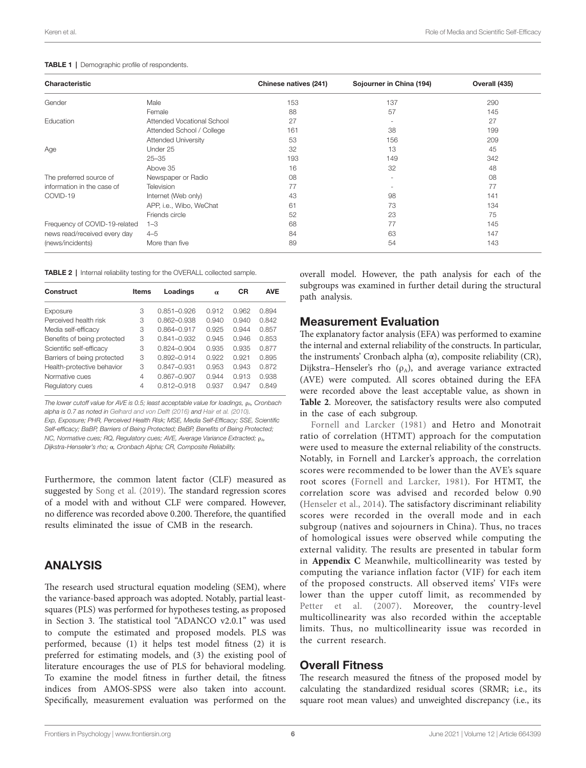**TABLE 1 |** Demographic profile of respondents.

| Characteristic | | Chinese natives (241) | Sojourner in China (194) | Overall (435) |
|---|---|---|---|---|
| Gender | Male | 153 | 137 | 290 |
| | Female | 88 | 57 | 145 |
| Education | Attended Vocational School | 27 | - | 27 |
| | Attended School / College | 161 | 38 | 199 |
| | Attended University | 53 | 156 | 209 |
| Age | Under 25 | 32 | 13 | 45 |
| | 25–35 | 193 | 149 | 342 |
| | Above 35 | 16 | 32 | 48 |
| The preferred source of information in the case of COVID-19 | Newspaper or Radio | 08 | - | 08 |
| | Television | 77 | - | 77 |
| | Internet (Web only) | 43 | 98 | 141 |
| | APP, i.e., Wibo, WeChat | 61 | 73 | 134 |
| | Friends circle | 52 | 23 | 75 |
| Frequency of COVID-19-related news read/received every day (news/incidents) | 1–3 | 68 | 77 | 145 |
| | 4–5 | 84 | 63 | 147 |
| | More than five | 89 | 54 | 143 |

**TABLE 2 |** Internal reliability testing for the OVERALL collected sample.

| Construct | Items | Loadings | α | CR | AVE |
|---|---|---|---|---|---|
| Exposure | 3 | 0.851–0.926 | 0.912 | 0.962 | 0.894 |
| Perceived health risk | 3 | 0.862–0.938 | 0.940 | 0.940 | 0.842 |
| Media self-efficacy | 3 | 0.864–0.917 | 0.925 | 0.944 | 0.857 |
| Benefits of being protected | 3 | 0.841–0.932 | 0.945 | 0.946 | 0.853 |
| Scientific self-efficacy | 3 | 0.824–0.904 | 0.935 | 0.935 | 0.877 |
| Barriers of being protected | 3 | 0.892–0.914 | 0.922 | 0.921 | 0.895 |
| Health-protective behavior | 3 | 0.847–0.931 | 0.953 | 0.943 | 0.872 |
| Normative cues | 4 | 0.867–0.907 | 0.944 | 0.913 | 0.938 |
| Regulatory cues | 4 | 0.812–0.918 | 0.937 | 0.947 | 0.849 |

*The lower cutoff value for AVE is 0.5; least acceptable value for loadings, $\rho_A$, Cronbach alpha is 0.7 as noted in Gelhard and von Delft (2016) and Hair et al. (2010). Exp, Exposure; PHR, Perceived Health Risk; MSE, Media Self-Efficacy; SSE, Scientific Self-efficacy; BaBP, Barriers of Being Protected; BeBP, Benefits of Being Protected; NC, Normative cues; RQ, Regulatory cues; AVE, Average Variance Extracted; $\rho_A$, Dijkstra-Henseler's rho; α, Cronbach Alpha; CR, Composite Reliability.*

Furthermore, the common latent factor (CLF) measured as suggested by Song et al. (2019). The standard regression scores of a model with and without CLF were compared. However, no difference was recorded above 0.200. Therefore, the quantified results eliminated the issue of CMB in the research.

## ANALYSIS

The research used structural equation modeling (SEM), where the variance-based approach was adopted. Notably, partial least-squares (PLS) was performed for hypotheses testing, as proposed in Section 3. The statistical tool "ADANCO v2.0.1" was used to compute the estimated and proposed models. PLS was performed, because (1) it helps test model fitness (2) it is preferred for estimating models, and (3) the existing pool of literature encourages the use of PLS for behavioral modeling. To examine the model fitness in further detail, the fitness indices from AMOS-SPSS were also taken into account. Specifically, measurement evaluation was performed on the overall model. However, the path analysis for each of the subgroups was examined in further detail during the structural path analysis.

### Measurement Evaluation

The explanatory factor analysis (EFA) was performed to examine the internal and external reliability of the constructs. In particular, the instruments' Cronbach alpha (α), composite reliability (CR), Dijkstra–Henseler's rho ($\rho_A$), and average variance extracted (AVE) were computed. All scores obtained during the EFA were recorded above the least acceptable value, as shown in **Table 2**. Moreover, the satisfactory results were also computed in the case of each subgroup.

Fornell and Larcker (1981) and Hetro and Monotrait ratio of correlation (HTMT) approach for the computation were used to measure the external reliability of the constructs. Notably, in Fornell and Larcker's approach, the correlation scores were recommended to be lower than the AVE's square root scores (Fornell and Larcker, 1981). For HTMT, the correlation score was advised and recorded below 0.90 (Henseler et al., 2014). The satisfactory discriminant reliability scores were recorded in the overall mode and in each subgroup (natives and sojourners in China). Thus, no traces of homological issues were observed while computing the external validity. The results are presented in tabular form in **Appendix C** Meanwhile, multicollinearity was tested by computing the variance inflation factor (VIF) for each item of the proposed constructs. All observed items' VIFs were lower than the upper cutoff limit, as recommended by Petter et al. (2007). Moreover, the country-level multicollinearity was also recorded within the acceptable limits. Thus, no multicollinearity issue was recorded in the current research.

### Overall Fitness

The research measured the fitness of the proposed model by calculating the standardized residual scores (SRMR; i.e., its square root mean values) and unweighted discrepancy (i.e., its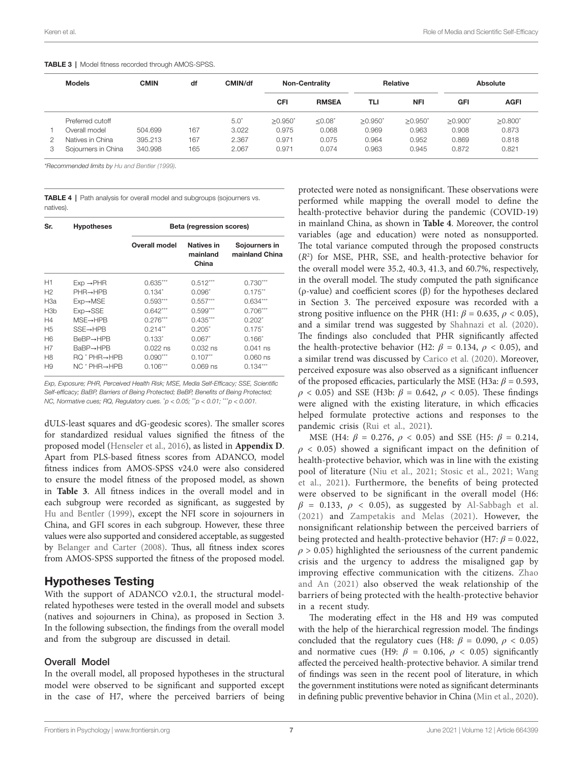**TABLE 3** | Model fitness recorded through AMOS-SPSS.

| | Models | CMIN | df | CMIN/df | Non-Centrality | | Relative | | Absolute | |
|---|---|---|---|---|---|---|---|---|---|---|
| | | | | | CFI | RMSEA | TLI | NFI | GFI | AGFI |
| | Preferred cutoff | | | 5.0* | ≥0.950* | ≤0.08* | ≥0.950* | ≥0.950* | ≥0.900* | ≥0.800* |
| 1 | Overall model | 504.699 | 167 | 3.022 | 0.975 | 0.068 | 0.969 | 0.963 | 0.908 | 0.873 |
| 2 | Natives in China | 395.213 | 167 | 2.367 | 0.971 | 0.075 | 0.964 | 0.952 | 0.869 | 0.818 |
| 3 | Sojourners in China | 340.998 | 165 | 2.067 | 0.971 | 0.074 | 0.963 | 0.945 | 0.872 | 0.821 |

*Recommended limits by Hu and Bentler (1999).

**TABLE 4** | Path analysis for overall model and subgroups (sojourners vs. natives).

| Sr. | Hypotheses | Beta (regression scores) | | |
|---|---|---|---|---|
| | | Overall model | Natives in mainland China | Sojourners in mainland China |
| H1 | Exp →PHR | 0.635*** | 0.512*** | 0.730*** |
| H2 | PHR→HPB | 0.134* | 0.096* | 0.175** |
| H3a | Exp→MSE | 0.593*** | 0.557*** | 0.634*** |
| H3b | Exp→SSE | 0.642*** | 0.599*** | 0.706*** |
| H4 | MSE→HPB | 0.276*** | 0.435*** | 0.202* |
| H5 | SSE→HPB | 0.214** | 0.205* | 0.175* |
| H6 | BeBP→HPB | 0.133* | 0.067* | 0.166* |
| H7 | BaBP→HPB | 0.022 ns | 0.032 ns | 0.041 ns |
| H8 | RQ * PHR→HPB | 0.090*** | 0.107** | 0.060 ns |
| H9 | NC * PHR→HPB | 0.106*** | 0.069 ns | 0.134*** |

*Exp, Exposure; PHR, Perceived Health Risk; MSE, Media Self-Efficacy; SSE, Scientific Self-efficacy; BaBP, Barriers of Being Protected; BeBP, Benefits of Being Protected; NC, Normative cues; RQ, Regulatory cues. *p < 0.05; **p < 0.01; ***p < 0.001.*

dULS-least squares and dG-geodesic scores). The smaller scores for standardized residual values signified the fitness of the proposed model (Henseler et al., 2016), as listed in **Appendix D**. Apart from PLS-based fitness scores from ADANCO, model fitness indices from AMOS-SPSS v24.0 were also considered to ensure the model fitness of the proposed model, as shown in **Table 3**. All fitness indices in the overall model and in each subgroup were recorded as significant, as suggested by Hu and Bentler (1999), except the NFI score in sojourners in China, and GFI scores in each subgroup. However, these three values were also supported and considered acceptable, as suggested by Belanger and Carter (2008). Thus, all fitness index scores from AMOS-SPSS supported the fitness of the proposed model.

## Hypotheses Testing

With the support of ADANCO v2.0.1, the structural model-related hypotheses were tested in the overall model and subsets (natives and sojourners in China), as proposed in Section 3. In the following subsection, the findings from the overall model and from the subgroup are discussed in detail.

### Overall Model

In the overall model, all proposed hypotheses in the structural model were observed to be significant and supported except in the case of H7, where the perceived barriers of being protected were noted as nonsignificant. These observations were performed while mapping the overall model to define the health-protective behavior during the pandemic (COVID-19) in mainland China, as shown in **Table 4**. Moreover, the control variables (age and education) were noted as nonsupported. The total variance computed through the proposed constructs ($R^2$) for MSE, PHR, SSE, and health-protective behavior for the overall model were 35.2, 40.3, 41.3, and 60.7%, respectively, in the overall model. The study computed the path significance (ρ-value) and coefficient scores (β) for the hypotheses declared in Section 3. The perceived exposure was recorded with a strong positive influence on the PHR (H1: $\beta = 0.635$, $\rho < 0.05$), and a similar trend was suggested by Shahnazi et al. (2020). The findings also concluded that PHR significantly affected the health-protective behavior (H2: $\beta = 0.134$, $\rho < 0.05$), and a similar trend was discussed by Carico et al. (2020). Moreover, perceived exposure was also observed as a significant influencer of the proposed efficacies, particularly the MSE (H3a: $\beta = 0.593$, $\rho < 0.05$) and SSE (H3b: $\beta = 0.642$, $\rho < 0.05$). These findings were aligned with the existing literature, in which efficacies helped formulate protective actions and responses to the pandemic crisis (Rui et al., 2021).

MSE (H4: $\beta = 0.276$, $\rho < 0.05$) and SSE (H5: $\beta = 0.214$, $\rho < 0.05$) showed a significant impact on the definition of health-protective behavior, which was in line with the existing pool of literature (Niu et al., 2021; Stosic et al., 2021; Wang et al., 2021). Furthermore, the benefits of being protected were observed to be significant in the overall model (H6: $\beta = 0.133$, $\rho < 0.05$), as suggested by Al-Sabbagh et al. (2021) and Zampetakis and Melas (2021). However, the nonsignificant relationship between the perceived barriers of being protected and health-protective behavior (H7: $\beta = 0.022$, $\rho > 0.05$) highlighted the seriousness of the current pandemic crisis and the urgency to address the misaligned gap by improving effective communication with the citizens. Zhao and An (2021) also observed the weak relationship of the barriers of being protected with the health-protective behavior in a recent study.

The moderating effect in the H8 and H9 was computed with the help of the hierarchical regression model. The findings concluded that the regulatory cues (H8: $\beta = 0.090$, $\rho < 0.05$) and normative cues (H9: $\beta = 0.106$, $\rho < 0.05$) significantly affected the perceived health-protective behavior. A similar trend of findings was seen in the recent pool of literature, in which the government institutions were noted as significant determinants in defining public preventive behavior in China (Min et al., 2020).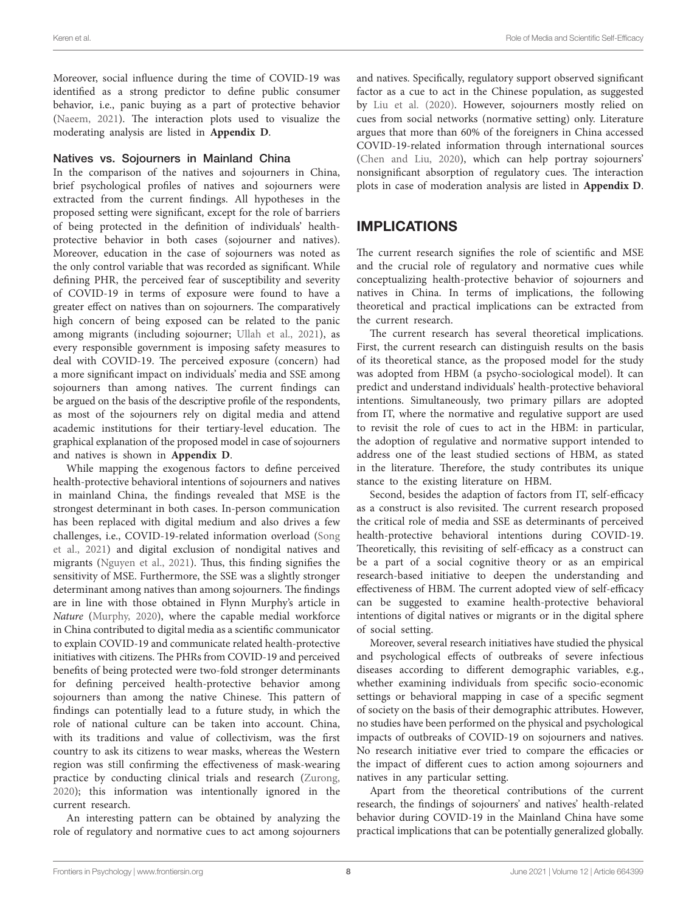Moreover, social influence during the time of COVID-19 was identified as a strong predictor to define public consumer behavior, i.e., panic buying as a part of protective behavior (Naeem, 2021). The interaction plots used to visualize the moderating analysis are listed in **Appendix D**.

### Natives vs. Sojourners in Mainland China

In the comparison of the natives and sojourners in China, brief psychological profiles of natives and sojourners were extracted from the current findings. All hypotheses in the proposed setting were significant, except for the role of barriers of being protected in the definition of individuals' health-protective behavior in both cases (sojourner and natives). Moreover, education in the case of sojourners was noted as the only control variable that was recorded as significant. While defining PHR, the perceived fear of susceptibility and severity of COVID-19 in terms of exposure were found to have a greater effect on natives than on sojourners. The comparatively high concern of being exposed can be related to the panic among migrants (including sojourner; Ullah et al., 2021), as every responsible government is imposing safety measures to deal with COVID-19. The perceived exposure (concern) had a more significant impact on individuals' media and SSE among sojourners than among natives. The current findings can be argued on the basis of the descriptive profile of the respondents, as most of the sojourners rely on digital media and attend academic institutions for their tertiary-level education. The graphical explanation of the proposed model in case of sojourners and natives is shown in **Appendix D**.

While mapping the exogenous factors to define perceived health-protective behavioral intentions of sojourners and natives in mainland China, the findings revealed that MSE is the strongest determinant in both cases. In-person communication has been replaced with digital medium and also drives a few challenges, i.e., COVID-19-related information overload (Song et al., 2021) and digital exclusion of nondigital natives and migrants (Nguyen et al., 2021). Thus, this finding signifies the sensitivity of MSE. Furthermore, the SSE was a slightly stronger determinant among natives than among sojourners. The findings are in line with those obtained in Flynn Murphy's article in *Nature* (Murphy, 2020), where the capable medial workforce in China contributed to digital media as a scientific communicator to explain COVID-19 and communicate related health-protective initiatives with citizens. The PHRs from COVID-19 and perceived benefits of being protected were two-fold stronger determinants for defining perceived health-protective behavior among sojourners than among the native Chinese. This pattern of findings can potentially lead to a future study, in which the role of national culture can be taken into account. China, with its traditions and value of collectivism, was the first country to ask its citizens to wear masks, whereas the Western region was still confirming the effectiveness of mask-wearing practice by conducting clinical trials and research (Zurong, 2020); this information was intentionally ignored in the current research.

An interesting pattern can be obtained by analyzing the role of regulatory and normative cues to act among sojourners and natives. Specifically, regulatory support observed significant factor as a cue to act in the Chinese population, as suggested by Liu et al. (2020). However, sojourners mostly relied on cues from social networks (normative setting) only. Literature argues that more than 60% of the foreigners in China accessed COVID-19-related information through international sources (Chen and Liu, 2020), which can help portray sojourners' nonsignificant absorption of regulatory cues. The interaction plots in case of moderation analysis are listed in **Appendix D**.

## IMPLICATIONS

The current research signifies the role of scientific and MSE and the crucial role of regulatory and normative cues while conceptualizing health-protective behavior of sojourners and natives in China. In terms of implications, the following theoretical and practical implications can be extracted from the current research.

The current research has several theoretical implications. First, the current research can distinguish results on the basis of its theoretical stance, as the proposed model for the study was adopted from HBM (a psycho-sociological model). It can predict and understand individuals' health-protective behavioral intentions. Simultaneously, two primary pillars are adopted from IT, where the normative and regulative support are used to revisit the role of cues to act in the HBM: in particular, the adoption of regulative and normative support intended to address one of the least studied sections of HBM, as stated in the literature. Therefore, the study contributes its unique stance to the existing literature on HBM.

Second, besides the adaption of factors from IT, self-efficacy as a construct is also revisited. The current research proposed the critical role of media and SSE as determinants of perceived health-protective behavioral intentions during COVID-19. Theoretically, this revisiting of self-efficacy as a construct can be a part of a social cognitive theory or as an empirical research-based initiative to deepen the understanding and effectiveness of HBM. The current adopted view of self-efficacy can be suggested to examine health-protective behavioral intentions of digital natives or migrants or in the digital sphere of social setting.

Moreover, several research initiatives have studied the physical and psychological effects of outbreaks of severe infectious diseases according to different demographic variables, e.g., whether examining individuals from specific socio-economic settings or behavioral mapping in case of a specific segment of society on the basis of their demographic attributes. However, no studies have been performed on the physical and psychological impacts of outbreaks of COVID-19 on sojourners and natives. No research initiative ever tried to compare the efficacies or the impact of different cues to action among sojourners and natives in any particular setting.

Apart from the theoretical contributions of the current research, the findings of sojourners' and natives' health-related behavior during COVID-19 in the Mainland China have some practical implications that can be potentially generalized globally.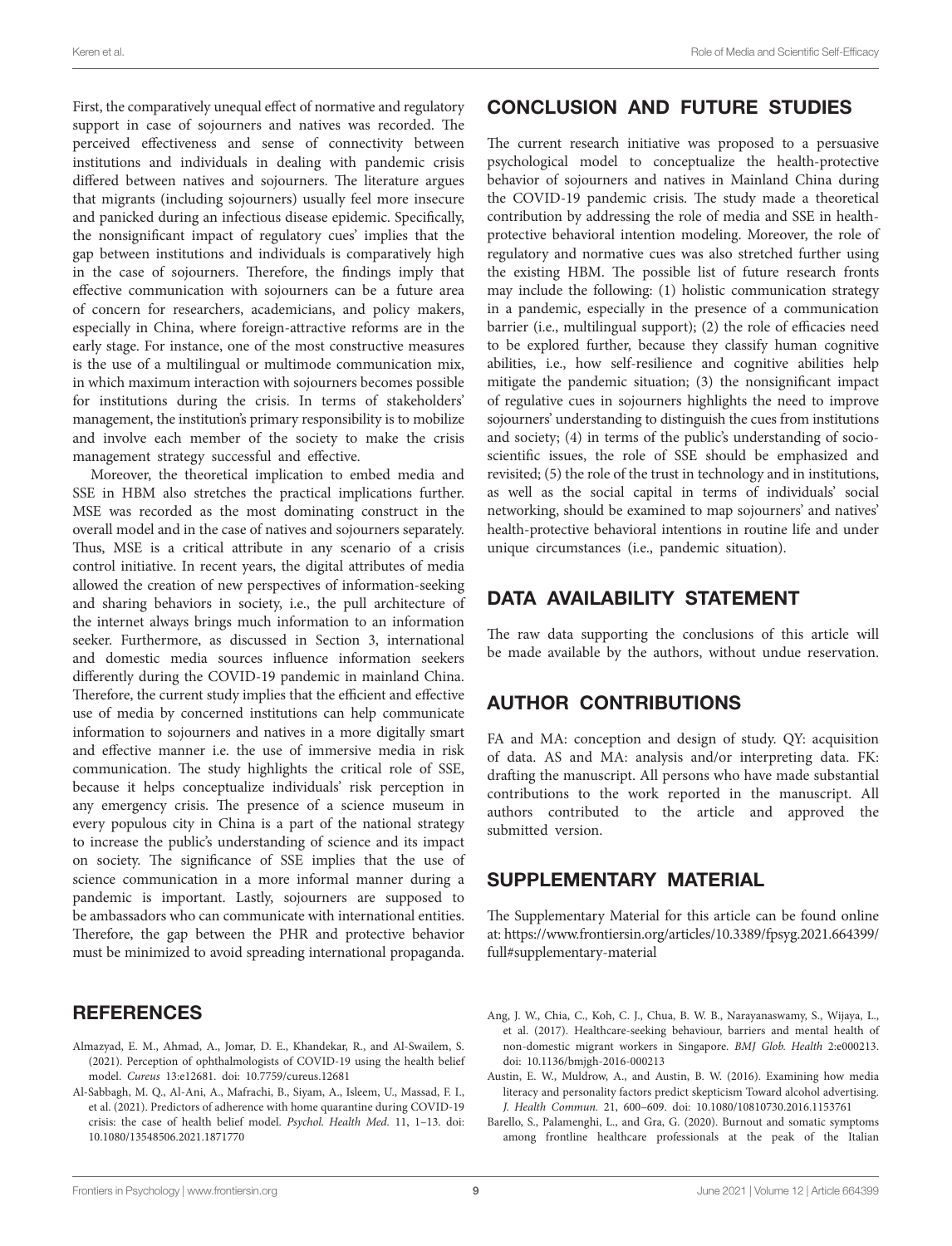First, the comparatively unequal effect of normative and regulatory support in case of sojourners and natives was recorded. The perceived effectiveness and sense of connectivity between institutions and individuals in dealing with pandemic crisis differed between natives and sojourners. The literature argues that migrants (including sojourners) usually feel more insecure and panicked during an infectious disease epidemic. Specifically, the nonsignificant impact of regulatory cues' implies that the gap between institutions and individuals is comparatively high in the case of sojourners. Therefore, the findings imply that effective communication with sojourners can be a future area of concern for researchers, academicians, and policy makers, especially in China, where foreign-attractive reforms are in the early stage. For instance, one of the most constructive measures is the use of a multilingual or multimode communication mix, in which maximum interaction with sojourners becomes possible for institutions during the crisis. In terms of stakeholders' management, the institution's primary responsibility is to mobilize and involve each member of the society to make the crisis management strategy successful and effective.

Moreover, the theoretical implication to embed media and SSE in HBM also stretches the practical implications further. MSE was recorded as the most dominating construct in the overall model and in the case of natives and sojourners separately. Thus, MSE is a critical attribute in any scenario of a crisis control initiative. In recent years, the digital attributes of media allowed the creation of new perspectives of information-seeking and sharing behaviors in society, i.e., the pull architecture of the internet always brings much information to an information seeker. Furthermore, as discussed in Section 3, international and domestic media sources influence information seekers differently during the COVID-19 pandemic in mainland China. Therefore, the current study implies that the efficient and effective use of media by concerned institutions can help communicate information to sojourners and natives in a more digitally smart and effective manner i.e. the use of immersive media in risk communication. The study highlights the critical role of SSE, because it helps conceptualize individuals' risk perception in any emergency crisis. The presence of a science museum in every populous city in China is a part of the national strategy to increase the public's understanding of science and its impact on society. The significance of SSE implies that the use of science communication in a more informal manner during a pandemic is important. Lastly, sojourners are supposed to be ambassadors who can communicate with international entities. Therefore, the gap between the PHR and protective behavior must be minimized to avoid spreading international propaganda.

## CONCLUSION AND FUTURE STUDIES

The current research initiative was proposed to a persuasive psychological model to conceptualize the health-protective behavior of sojourners and natives in Mainland China during the COVID-19 pandemic crisis. The study made a theoretical contribution by addressing the role of media and SSE in health-protective behavioral intention modeling. Moreover, the role of regulatory and normative cues was also stretched further using the existing HBM. The possible list of future research fronts may include the following: (1) holistic communication strategy in a pandemic, especially in the presence of a communication barrier (i.e., multilingual support); (2) the role of efficacies need to be explored further, because they classify human cognitive abilities, i.e., how self-resilience and cognitive abilities help mitigate the pandemic situation; (3) the nonsignificant impact of regulative cues in sojourners highlights the need to improve sojourners' understanding to distinguish the cues from institutions and society; (4) in terms of the public's understanding of socio-scientific issues, the role of SSE should be emphasized and revisited; (5) the role of the trust in technology and in institutions, as well as the social capital in terms of individuals' social networking, should be examined to map sojourners' and natives' health-protective behavioral intentions in routine life and under unique circumstances (i.e., pandemic situation).

## DATA AVAILABILITY STATEMENT

The raw data supporting the conclusions of this article will be made available by the authors, without undue reservation.

## AUTHOR CONTRIBUTIONS

FA and MA: conception and design of study. QY: acquisition of data. AS and MA: analysis and/or interpreting data. FK: drafting the manuscript. All persons who have made substantial contributions to the work reported in the manuscript. All authors contributed to the article and approved the submitted version.

## SUPPLEMENTARY MATERIAL

The Supplementary Material for this article can be found online at: https://www.frontiersin.org/articles/10.3389/fpsyg.2021.664399/full#supplementary-material

## REFERENCES

Almazyad, E. M., Ahmad, A., Jomar, D. E., Khandekar, R., and Al-Swailem, S. (2021). Perception of ophthalmologists of COVID-19 using the health belief model. *Cureus* 13:e12681. doi: 10.7759/cureus.12681

Al-Sabbagh, M. Q., Al-Ani, A., Mafrachi, B., Siyam, A., Isleem, U., Massad, F. I., et al. (2021). Predictors of adherence with home quarantine during COVID-19 crisis: the case of health belief model. *Psychol. Health Med.* 11, 1–13. doi: 10.1080/13548506.2021.1871770

Ang, J. W., Chia, C., Koh, C. J., Chua, B. W. B., Narayanaswamy, S., Wijaya, L., et al. (2017). Healthcare-seeking behaviour, barriers and mental health of non-domestic migrant workers in Singapore. *BMJ Glob. Health* 2:e000213. doi: 10.1136/bmjgh-2016-000213

Austin, E. W., Muldrow, A., and Austin, B. W. (2016). Examining how media literacy and personality factors predict skepticism Toward alcohol advertising. *J. Health Commun.* 21, 600–609. doi: 10.1080/10810730.2016.1153761

Barello, S., Palamenghi, L., and Gra, G. (2020). Burnout and somatic symptoms among frontline healthcare professionals at the peak of the Italian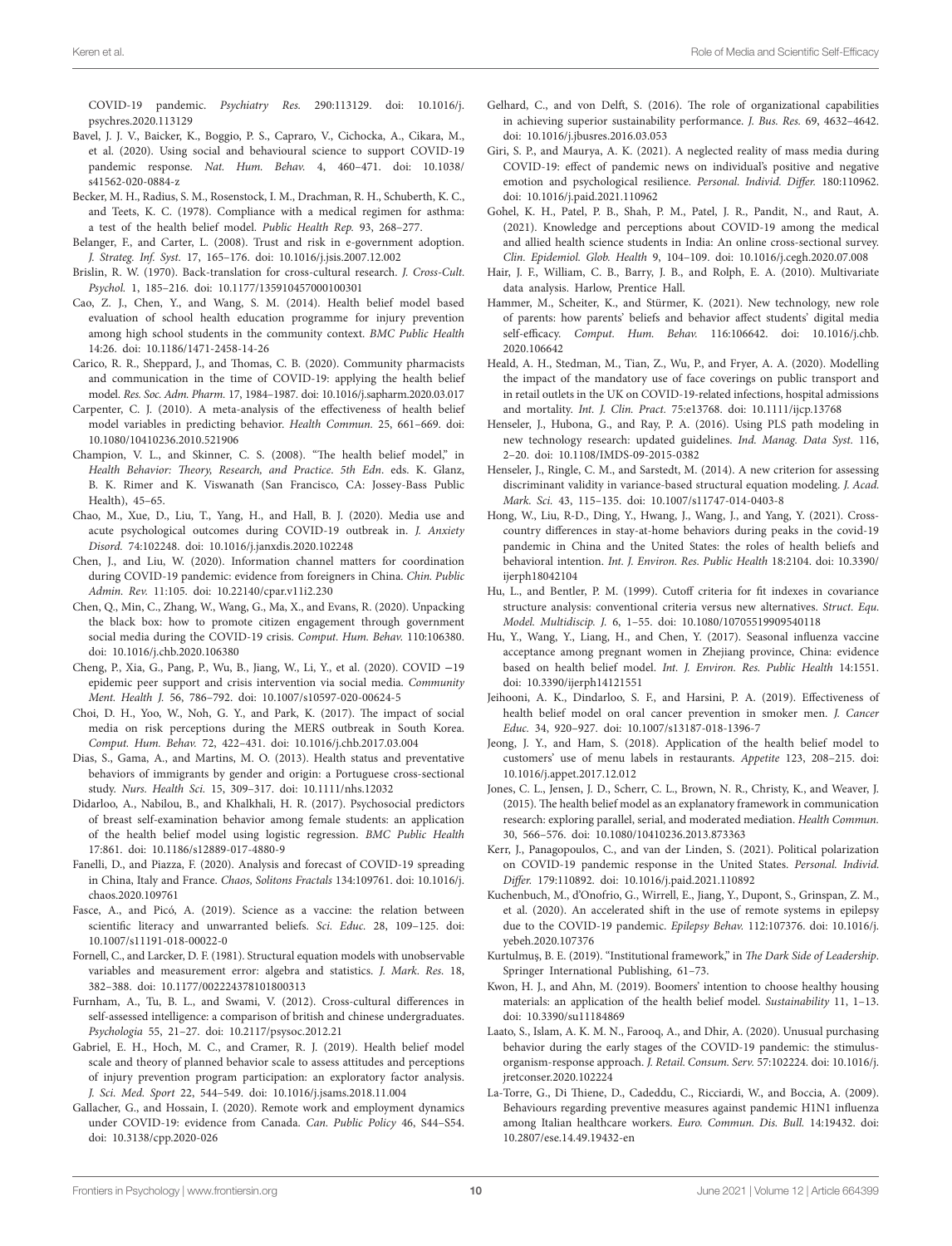COVID-19 pandemic. *Psychiatry Res.* 290:113129. doi: 10.1016/j.psychres.2020.113129

Bavel, J. J. V., Baicker, K., Boggio, P. S., Capraro, V., Cichocka, A., Cikara, M., et al. (2020). Using social and behavioural science to support COVID-19 pandemic response. *Nat. Hum. Behav.* 4, 460–471. doi: 10.1038/s41562-020-0884-z

Becker, M. H., Radius, S. M., Rosenstock, I. M., Drachman, R. H., Schuberth, K. C., and Teets, K. C. (1978). Compliance with a medical regimen for asthma: a test of the health belief model. *Public Health Rep.* 93, 268–277.

Belanger, F., and Carter, L. (2008). Trust and risk in e-government adoption. *J. Strateg. Inf. Syst.* 17, 165–176. doi: 10.1016/j.jsis.2007.12.002

Brislin, R. W. (1970). Back-translation for cross-cultural research. *J. Cross-Cult. Psychol.* 1, 185–216. doi: 10.1177/135910457000100301

Cao, Z. J., Chen, Y., and Wang, S. M. (2014). Health belief model based evaluation of school health education programme for injury prevention among high school students in the community context. *BMC Public Health* 14:26. doi: 10.1186/1471-2458-14-26

Carico, R. R., Sheppard, J., and Thomas, C. B. (2020). Community pharmacists and communication in the time of COVID-19: applying the health belief model. *Res. Soc. Adm. Pharm.* 17, 1984–1987. doi: 10.1016/j.sapharm.2020.03.017

Carpenter, C. J. (2010). A meta-analysis of the effectiveness of health belief model variables in predicting behavior. *Health Commun.* 25, 661–669. doi: 10.1080/10410236.2010.521906

Champion, V. L., and Skinner, C. S. (2008). "The health belief model," in *Health Behavior: Theory, Research, and Practice*. *5th Edn*. eds. K. Glanz, B. K. Rimer and K. Viswanath (San Francisco, CA: Jossey-Bass Public Health), 45–65.

Chao, M., Xue, D., Liu, T., Yang, H., and Hall, B. J. (2020). Media use and acute psychological outcomes during COVID-19 outbreak in. *J. Anxiety Disord.* 74:102248. doi: 10.1016/j.janxdis.2020.102248

Chen, J., and Liu, W. (2020). Information channel matters for coordination during COVID-19 pandemic: evidence from foreigners in China. *Chin. Public Admin. Rev.* 11:105. doi: 10.22140/cpar.v11i2.230

Chen, Q., Min, C., Zhang, W., Wang, G., Ma, X., and Evans, R. (2020). Unpacking the black box: how to promote citizen engagement through government social media during the COVID-19 crisis. *Comput. Hum. Behav.* 110:106380. doi: 10.1016/j.chb.2020.106380

Cheng, P., Xia, G., Pang, P., Wu, B., Jiang, W., Li, Y., et al. (2020). COVID −19 epidemic peer support and crisis intervention via social media. *Community Ment. Health J.* 56, 786–792. doi: 10.1007/s10597-020-00624-5

Choi, D. H., Yoo, W., Noh, G. Y., and Park, K. (2017). The impact of social media on risk perceptions during the MERS outbreak in South Korea. *Comput. Hum. Behav.* 72, 422–431. doi: 10.1016/j.chb.2017.03.004

Dias, S., Gama, A., and Martins, M. O. (2013). Health status and preventative behaviors of immigrants by gender and origin: a Portuguese cross-sectional study. *Nurs. Health Sci.* 15, 309–317. doi: 10.1111/nhs.12032

Didarloo, A., Nabilou, B., and Khalkhali, H. R. (2017). Psychosocial predictors of breast self-examination behavior among female students: an application of the health belief model using logistic regression. *BMC Public Health* 17:861. doi: 10.1186/s12889-017-4880-9

Fanelli, D., and Piazza, F. (2020). Analysis and forecast of COVID-19 spreading in China, Italy and France. *Chaos, Solitons Fractals* 134:109761. doi: 10.1016/j.chaos.2020.109761

Fasce, A., and Picó, A. (2019). Science as a vaccine: the relation between scientific literacy and unwarranted beliefs. *Sci. Educ.* 28, 109–125. doi: 10.1007/s11191-018-00022-0

Fornell, C., and Larcker, D. F. (1981). Structural equation models with unobservable variables and measurement error: algebra and statistics. *J. Mark. Res.* 18, 382–388. doi: 10.1177/002224378101800313

Furnham, A., Tu, B. L., and Swami, V. (2012). Cross-cultural differences in self-assessed intelligence: a comparison of british and chinese undergraduates. *Psychologia* 55, 21–27. doi: 10.2117/psysoc.2012.21

Gabriel, E. H., Hoch, M. C., and Cramer, R. J. (2019). Health belief model scale and theory of planned behavior scale to assess attitudes and perceptions of injury prevention program participation: an exploratory factor analysis. *J. Sci. Med. Sport* 22, 544–549. doi: 10.1016/j.jsams.2018.11.004

Gallacher, G., and Hossain, I. (2020). Remote work and employment dynamics under COVID-19: evidence from Canada. *Can. Public Policy* 46, S44–S54. doi: 10.3138/cpp.2020-026

Gelhard, C., and von Delft, S. (2016). The role of organizational capabilities in achieving superior sustainability performance. *J. Bus. Res.* 69, 4632–4642. doi: 10.1016/j.jbusres.2016.03.053

Giri, S. P., and Maurya, A. K. (2021). A neglected reality of mass media during COVID-19: effect of pandemic news on individual's positive and negative emotion and psychological resilience. *Personal. Individ. Differ.* 180:110962. doi: 10.1016/j.paid.2021.110962

Gohel, K. H., Patel, P. B., Shah, P. M., Patel, J. R., Pandit, N., and Raut, A. (2021). Knowledge and perceptions about COVID-19 among the medical and allied health science students in India: An online cross-sectional survey. *Clin. Epidemiol. Glob. Health* 9, 104–109. doi: 10.1016/j.cegh.2020.07.008

Hair, J. F., William, C. B., Barry, J. B., and Rolph, E. A. (2010). Multivariate data analysis. Harlow, Prentice Hall.

Hammer, M., Scheiter, K., and Stürmer, K. (2021). New technology, new role of parents: how parents' beliefs and behavior affect students' digital media self-efficacy. *Comput. Hum. Behav.* 116:106642. doi: 10.1016/j.chb.2020.106642

Heald, A. H., Stedman, M., Tian, Z., Wu, P., and Fryer, A. A. (2020). Modelling the impact of the mandatory use of face coverings on public transport and in retail outlets in the UK on COVID-19-related infections, hospital admissions and mortality. *Int. J. Clin. Pract.* 75:e13768. doi: 10.1111/ijcp.13768

Henseler, J., Hubona, G., and Ray, P. A. (2016). Using PLS path modeling in new technology research: updated guidelines. *Ind. Manag. Data Syst.* 116, 2–20. doi: 10.1108/IMDS-09-2015-0382

Henseler, J., Ringle, C. M., and Sarstedt, M. (2014). A new criterion for assessing discriminant validity in variance-based structural equation modeling. *J. Acad. Mark. Sci.* 43, 115–135. doi: 10.1007/s11747-014-0403-8

Hong, W., Liu, R-D., Ding, Y., Hwang, J., Wang, J., and Yang, Y. (2021). Cross-country differences in stay-at-home behaviors during peaks in the covid-19 pandemic in China and the United States: the roles of health beliefs and behavioral intention. *Int. J. Environ. Res. Public Health* 18:2104. doi: 10.3390/ijerph18042104

Hu, L., and Bentler, P. M. (1999). Cutoff criteria for fit indexes in covariance structure analysis: conventional criteria versus new alternatives. *Struct. Equ. Model. Multidiscip. J.* 6, 1–55. doi: 10.1080/10705519909540118

Hu, Y., Wang, Y., Liang, H., and Chen, Y. (2017). Seasonal influenza vaccine acceptance among pregnant women in Zhejiang province, China: evidence based on health belief model. *Int. J. Environ. Res. Public Health* 14:1551. doi: 10.3390/ijerph14121551

Jeihooni, A. K., Dindarloo, S. F., and Harsini, P. A. (2019). Effectiveness of health belief model on oral cancer prevention in smoker men. *J. Cancer Educ.* 34, 920–927. doi: 10.1007/s13187-018-1396-7

Jeong, J. Y., and Ham, S. (2018). Application of the health belief model to customers' use of menu labels in restaurants. *Appetite* 123, 208–215. doi: 10.1016/j.appet.2017.12.012

Jones, C. L., Jensen, J. D., Scherr, C. L., Brown, N. R., Christy, K., and Weaver, J. (2015). The health belief model as an explanatory framework in communication research: exploring parallel, serial, and moderated mediation. *Health Commun.* 30, 566–576. doi: 10.1080/10410236.2013.873363

Kerr, J., Panagopoulos, C., and van der Linden, S. (2021). Political polarization on COVID-19 pandemic response in the United States. *Personal. Individ. Differ.* 179:110892. doi: 10.1016/j.paid.2021.110892

Kuchenbuch, M., d'Onofrio, G., Wirrell, E., Jiang, Y., Dupont, S., Grinspan, Z. M., et al. (2020). An accelerated shift in the use of remote systems in epilepsy due to the COVID-19 pandemic. *Epilepsy Behav.* 112:107376. doi: 10.1016/j.yebeh.2020.107376

Kurtulmuş, B. E. (2019). "Institutional framework," in *The Dark Side of Leadership*. Springer International Publishing, 61–73.

Kwon, H. J., and Ahn, M. (2019). Boomers' intention to choose healthy housing materials: an application of the health belief model. *Sustainability* 11, 1–13. doi: 10.3390/su11184869

Laato, S., Islam, A. K. M. N., Farooq, A., and Dhir, A. (2020). Unusual purchasing behavior during the early stages of the COVID-19 pandemic: the stimulus-organism-response approach. *J. Retail. Consum. Serv.* 57:102224. doi: 10.1016/j.jretconser.2020.102224

La-Torre, G., Di Thiene, D., Cadeddu, C., Ricciardi, W., and Boccia, A. (2009). Behaviours regarding preventive measures against pandemic H1N1 influenza among Italian healthcare workers. *Euro. Commun. Dis. Bull.* 14:19432. doi: 10.2807/ese.14.49.19432-en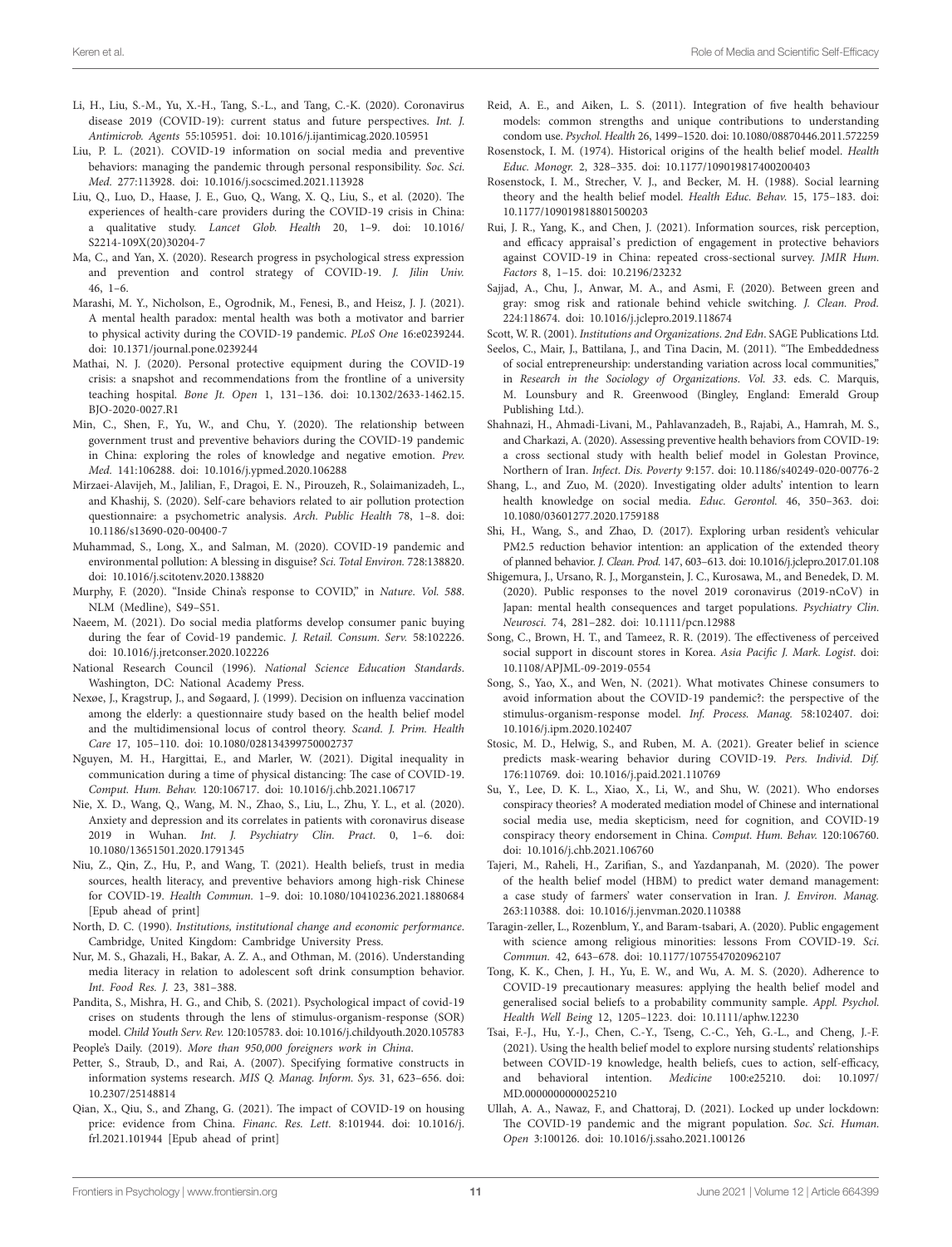Li, H., Liu, S.-M., Yu, X.-H., Tang, S.-L., and Tang, C.-K. (2020). Coronavirus disease 2019 (COVID-19): current status and future perspectives. *Int. J. Antimicrob. Agents* 55:105951. doi: 10.1016/j.ijantimicag.2020.105951

Liu, P. L. (2021). COVID-19 information on social media and preventive behaviors: managing the pandemic through personal responsibility. *Soc. Sci. Med.* 277:113928. doi: 10.1016/j.socscimed.2021.113928

Liu, Q., Luo, D., Haase, J. E., Guo, Q., Wang, X. Q., Liu, S., et al. (2020). The experiences of health-care providers during the COVID-19 crisis in China: a qualitative study. *Lancet Glob. Health* 20, 1–9. doi: 10.1016/S2214-109X(20)30204-7

Ma, C., and Yan, X. (2020). Research progress in psychological stress expression and prevention and control strategy of COVID-19. *J. Jilin Univ.* 46, 1–6.

Marashi, M. Y., Nicholson, E., Ogrodnik, M., Fenesi, B., and Heisz, J. J. (2021). A mental health paradox: mental health was both a motivator and barrier to physical activity during the COVID-19 pandemic. *PLoS One* 16:e0239244. doi: 10.1371/journal.pone.0239244

Mathai, N. J. (2020). Personal protective equipment during the COVID-19 crisis: a snapshot and recommendations from the frontline of a university teaching hospital. *Bone Jt. Open* 1, 131–136. doi: 10.1302/2633-1462.15.BJO-2020-0027.R1

Min, C., Shen, F., Yu, W., and Chu, Y. (2020). The relationship between government trust and preventive behaviors during the COVID-19 pandemic in China: exploring the roles of knowledge and negative emotion. *Prev. Med.* 141:106288. doi: 10.1016/j.ypmed.2020.106288

Mirzaei-Alavijeh, M., Jalilian, F., Dragoi, E. N., Pirouzeh, R., Solaimanizadeh, L., and Khashij, S. (2020). Self-care behaviors related to air pollution protection questionnaire: a psychometric analysis. *Arch. Public Health* 78, 1–8. doi: 10.1186/s13690-020-00400-7

Muhammad, S., Long, X., and Salman, M. (2020). COVID-19 pandemic and environmental pollution: A blessing in disguise? *Sci. Total Environ.* 728:138820. doi: 10.1016/j.scitotenv.2020.138820

Murphy, F. (2020). "Inside China's response to COVID," in *Nature*. *Vol. 588*. NLM (Medline), S49–S51.

Naeem, M. (2021). Do social media platforms develop consumer panic buying during the fear of Covid-19 pandemic. *J. Retail. Consum. Serv.* 58:102226. doi: 10.1016/j.jretconser.2020.102226

National Research Council (1996). *National Science Education Standards*. Washington, DC: National Academy Press.

Nexøe, J., Kragstrup, J., and Søgaard, J. (1999). Decision on influenza vaccination among the elderly: a questionnaire study based on the health belief model and the multidimensional locus of control theory. *Scand. J. Prim. Health Care* 17, 105–110. doi: 10.1080/028134399750002737

Nguyen, M. H., Hargittai, E., and Marler, W. (2021). Digital inequality in communication during a time of physical distancing: The case of COVID-19. *Comput. Hum. Behav.* 120:106717. doi: 10.1016/j.chb.2021.106717

Nie, X. D., Wang, Q., Wang, M. N., Zhao, S., Liu, L., Zhu, Y. L., et al. (2020). Anxiety and depression and its correlates in patients with coronavirus disease 2019 in Wuhan. *Int. J. Psychiatry Clin. Pract.* 0, 1–6. doi: 10.1080/13651501.2020.1791345

Niu, Z., Qin, Z., Hu, P., and Wang, T. (2021). Health beliefs, trust in media sources, health literacy, and preventive behaviors among high-risk Chinese for COVID-19. *Health Commun.* 1–9. doi: 10.1080/10410236.2021.1880684 [Epub ahead of print]

North, D. C. (1990). *Institutions, institutional change and economic performance*. Cambridge, United Kingdom: Cambridge University Press.

Nur, M. S., Ghazali, H., Bakar, A. Z. A., and Othman, M. (2016). Understanding media literacy in relation to adolescent soft drink consumption behavior. *Int. Food Res. J.* 23, 381–388.

Pandita, S., Mishra, H. G., and Chib, S. (2021). Psychological impact of covid-19 crises on students through the lens of stimulus-organism-response (SOR) model. *Child Youth Serv. Rev.* 120:105783. doi: 10.1016/j.childyouth.2020.105783

People's Daily. (2019). *More than 950,000 foreigners work in China*.

Petter, S., Straub, D., and Rai, A. (2007). Specifying formative constructs in information systems research. *MIS Q. Manag. Inform. Sys.* 31, 623–656. doi: 10.2307/25148814

Qian, X., Qiu, S., and Zhang, G. (2021). The impact of COVID-19 on housing price: evidence from China. *Financ. Res. Lett.* 8:101944. doi: 10.1016/j.frl.2021.101944 [Epub ahead of print]

Reid, A. E., and Aiken, L. S. (2011). Integration of five health behaviour models: common strengths and unique contributions to understanding condom use. *Psychol. Health* 26, 1499–1520. doi: 10.1080/08870446.2011.572259

Rosenstock, I. M. (1974). Historical origins of the health belief model. *Health Educ. Monogr.* 2, 328–335. doi: 10.1177/109019817400200403

Rosenstock, I. M., Strecher, V. J., and Becker, M. H. (1988). Social learning theory and the health belief model. *Health Educ. Behav.* 15, 175–183. doi: 10.1177/109019818801500203

Rui, J. R., Yang, K., and Chen, J. (2021). Information sources, risk perception, and efficacy appraisal's prediction of engagement in protective behaviors against COVID-19 in China: repeated cross-sectional survey. *JMIR Hum. Factors* 8, 1–15. doi: 10.2196/23232

Sajjad, A., Chu, J., Anwar, M. A., and Asmi, F. (2020). Between green and gray: smog risk and rationale behind vehicle switching. *J. Clean. Prod.* 224:118674. doi: 10.1016/j.jclepro.2019.118674

Scott, W. R. (2001). *Institutions and Organizations*. *2nd Edn*. SAGE Publications Ltd.

Seelos, C., Mair, J., Battilana, J., and Tina Dacin, M. (2011). "The Embeddedness of social entrepreneurship: understanding variation across local communities," in *Research in the Sociology of Organizations*. *Vol. 33*. eds. C. Marquis, M. Lounsbury and R. Greenwood (Bingley, England: Emerald Group Publishing Ltd.).

Shahnazi, H., Ahmadi-Livani, M., Pahlavanzadeh, B., Rajabi, A., Hamrah, M. S., and Charkazi, A. (2020). Assessing preventive health behaviors from COVID-19: a cross sectional study with health belief model in Golestan Province, Northern of Iran. *Infect. Dis. Poverty* 9:157. doi: 10.1186/s40249-020-00776-2

Shang, L., and Zuo, M. (2020). Investigating older adults' intention to learn health knowledge on social media. *Educ. Gerontol.* 46, 350–363. doi: 10.1080/03601277.2020.1759188

Shi, H., Wang, S., and Zhao, D. (2017). Exploring urban resident's vehicular PM2.5 reduction behavior intention: an application of the extended theory of planned behavior. *J. Clean. Prod.* 147, 603–613. doi: 10.1016/j.jclepro.2017.01.108

Shigemura, J., Ursano, R. J., Morganstein, J. C., Kurosawa, M., and Benedek, D. M. (2020). Public responses to the novel 2019 coronavirus (2019-nCoV) in Japan: mental health consequences and target populations. *Psychiatry Clin. Neurosci.* 74, 281–282. doi: 10.1111/pcn.12988

Song, C., Brown, H. T., and Tameez, R. R. (2019). The effectiveness of perceived social support in discount stores in Korea. *Asia Pacific J. Mark. Logist*. doi: 10.1108/APJML-09-2019-0554

Song, S., Yao, X., and Wen, N. (2021). What motivates Chinese consumers to avoid information about the COVID-19 pandemic?: the perspective of the stimulus-organism-response model. *Inf. Process. Manag.* 58:102407. doi: 10.1016/j.ipm.2020.102407

Stosic, M. D., Helwig, S., and Ruben, M. A. (2021). Greater belief in science predicts mask-wearing behavior during COVID-19. *Pers. Individ. Dif.* 176:110769. doi: 10.1016/j.paid.2021.110769

Su, Y., Lee, D. K. L., Xiao, X., Li, W., and Shu, W. (2021). Who endorses conspiracy theories? A moderated mediation model of Chinese and international social media use, media skepticism, need for cognition, and COVID-19 conspiracy theory endorsement in China. *Comput. Hum. Behav.* 120:106760. doi: 10.1016/j.chb.2021.106760

Tajeri, M., Raheli, H., Zarifian, S., and Yazdanpanah, M. (2020). The power of the health belief model (HBM) to predict water demand management: a case study of farmers' water conservation in Iran. *J. Environ. Manag.* 263:110388. doi: 10.1016/j.jenvman.2020.110388

Taragin-zeller, L., Rozenblum, Y., and Baram-tsabari, A. (2020). Public engagement with science among religious minorities: lessons From COVID-19. *Sci. Commun.* 42, 643–678. doi: 10.1177/1075547020962107

Tong, K. K., Chen, J. H., Yu, E. W., and Wu, A. M. S. (2020). Adherence to COVID-19 precautionary measures: applying the health belief model and generalised social beliefs to a probability community sample. *Appl. Psychol. Health Well Being* 12, 1205–1223. doi: 10.1111/aphw.12230

Tsai, F.-J., Hu, Y.-J., Chen, C.-Y., Tseng, C.-C., Yeh, G.-L., and Cheng, J.-F. (2021). Using the health belief model to explore nursing students' relationships between COVID-19 knowledge, health beliefs, cues to action, self-efficacy, and behavioral intention. *Medicine* 100:e25210. doi: 10.1097/MD.0000000000025210

Ullah, A. A., Nawaz, F., and Chattoraj, D. (2021). Locked up under lockdown: The COVID-19 pandemic and the migrant population. *Soc. Sci. Human. Open* 3:100126. doi: 10.1016/j.ssaho.2021.100126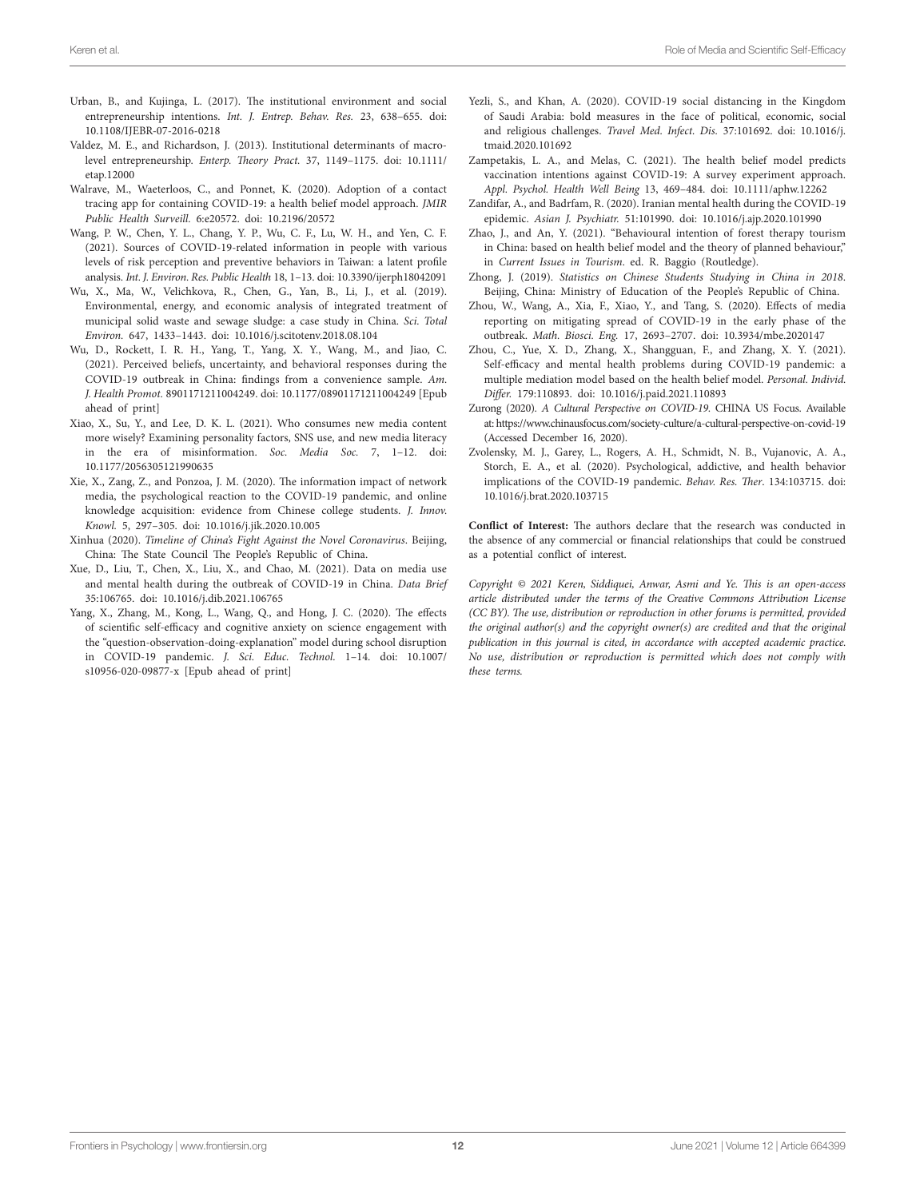Urban, B., and Kujinga, L. (2017). The institutional environment and social entrepreneurship intentions. *Int. J. Entrep. Behav. Res.* 23, 638–655. doi: 10.1108/IJEBR-07-2016-0218

Valdez, M. E., and Richardson, J. (2013). Institutional determinants of macro-level entrepreneurship. *Enterp. Theory Pract.* 37, 1149–1175. doi: 10.1111/etap.12000

Walrave, M., Waeterloos, C., and Ponnet, K. (2020). Adoption of a contact tracing app for containing COVID-19: a health belief model approach. *JMIR Public Health Surveill.* 6:e20572. doi: 10.2196/20572

Wang, P. W., Chen, Y. L., Chang, Y. P., Wu, C. F., Lu, W. H., and Yen, C. F. (2021). Sources of COVID-19-related information in people with various levels of risk perception and preventive behaviors in Taiwan: a latent profile analysis. *Int. J. Environ. Res. Public Health* 18, 1–13. doi: 10.3390/ijerph18042091

Wu, X., Ma, W., Velichkova, R., Chen, G., Yan, B., Li, J., et al. (2019). Environmental, energy, and economic analysis of integrated treatment of municipal solid waste and sewage sludge: a case study in China. *Sci. Total Environ.* 647, 1433–1443. doi: 10.1016/j.scitotenv.2018.08.104

Wu, D., Rockett, I. R. H., Yang, T., Yang, X. Y., Wang, M., and Jiao, C. (2021). Perceived beliefs, uncertainty, and behavioral responses during the COVID-19 outbreak in China: findings from a convenience sample. *Am. J. Health Promot.* 8901171211004249. doi: 10.1177/08901171211004249 [Epub ahead of print]

Xiao, X., Su, Y., and Lee, D. K. L. (2021). Who consumes new media content more wisely? Examining personality factors, SNS use, and new media literacy in the era of misinformation. *Soc. Media Soc.* 7, 1–12. doi: 10.1177/2056305121990635

Xie, X., Zang, Z., and Ponzoa, J. M. (2020). The information impact of network media, the psychological reaction to the COVID-19 pandemic, and online knowledge acquisition: evidence from Chinese college students. *J. Innov. Knowl.* 5, 297–305. doi: 10.1016/j.jik.2020.10.005

Xinhua (2020). *Timeline of China's Fight Against the Novel Coronavirus*. Beijing, China: The State Council The People's Republic of China.

Xue, D., Liu, T., Chen, X., Liu, X., and Chao, M. (2021). Data on media use and mental health during the outbreak of COVID-19 in China. *Data Brief* 35:106765. doi: 10.1016/j.dib.2021.106765

Yang, X., Zhang, M., Kong, L., Wang, Q., and Hong, J. C. (2020). The effects of scientific self-efficacy and cognitive anxiety on science engagement with the "question-observation-doing-explanation" model during school disruption in COVID-19 pandemic. *J. Sci. Educ. Technol.* 1–14. doi: 10.1007/s10956-020-09877-x [Epub ahead of print]

Yezli, S., and Khan, A. (2020). COVID-19 social distancing in the Kingdom of Saudi Arabia: bold measures in the face of political, economic, social and religious challenges. *Travel Med. Infect. Dis.* 37:101692. doi: 10.1016/j.tmaid.2020.101692

Zampetakis, L. A., and Melas, C. (2021). The health belief model predicts vaccination intentions against COVID-19: A survey experiment approach. *Appl. Psychol. Health Well Being* 13, 469–484. doi: 10.1111/aphw.12262

Zandifar, A., and Badrfam, R. (2020). Iranian mental health during the COVID-19 epidemic. *Asian J. Psychiatr.* 51:101990. doi: 10.1016/j.ajp.2020.101990

Zhao, J., and An, Y. (2021). "Behavioural intention of forest therapy tourism in China: based on health belief model and the theory of planned behaviour," in *Current Issues in Tourism*. ed. R. Baggio (Routledge).

Zhong, J. (2019). *Statistics on Chinese Students Studying in China in 2018*. Beijing, China: Ministry of Education of the People's Republic of China.

Zhou, W., Wang, A., Xia, F., Xiao, Y., and Tang, S. (2020). Effects of media reporting on mitigating spread of COVID-19 in the early phase of the outbreak. *Math. Biosci. Eng.* 17, 2693–2707. doi: 10.3934/mbe.2020147

Zhou, C., Yue, X. D., Zhang, X., Shangguan, F., and Zhang, X. Y. (2021). Self-efficacy and mental health problems during COVID-19 pandemic: a multiple mediation model based on the health belief model. *Personal. Individ. Differ.* 179:110893. doi: 10.1016/j.paid.2021.110893

Zurong (2020). *A Cultural Perspective on COVID-19*. CHINA US Focus. Available at: https://www.chinausfocus.com/society-culture/a-cultural-perspective-on-covid-19 (Accessed December 16, 2020).

Zvolensky, M. J., Garey, L., Rogers, A. H., Schmidt, N. B., Vujanovic, A. A., Storch, E. A., et al. (2020). Psychological, addictive, and health behavior implications of the COVID-19 pandemic. *Behav. Res. Ther*. 134:103715. doi: 10.1016/j.brat.2020.103715

**Conflict of Interest:** The authors declare that the research was conducted in the absence of any commercial or financial relationships that could be construed as a potential conflict of interest.

*Copyright © 2021 Keren, Siddiquei, Anwar, Asmi and Ye. This is an open-access article distributed under the terms of the Creative Commons Attribution License (CC BY). The use, distribution or reproduction in other forums is permitted, provided the original author(s) and the copyright owner(s) are credited and that the original publication in this journal is cited, in accordance with accepted academic practice. No use, distribution or reproduction is permitted which does not comply with these terms.*